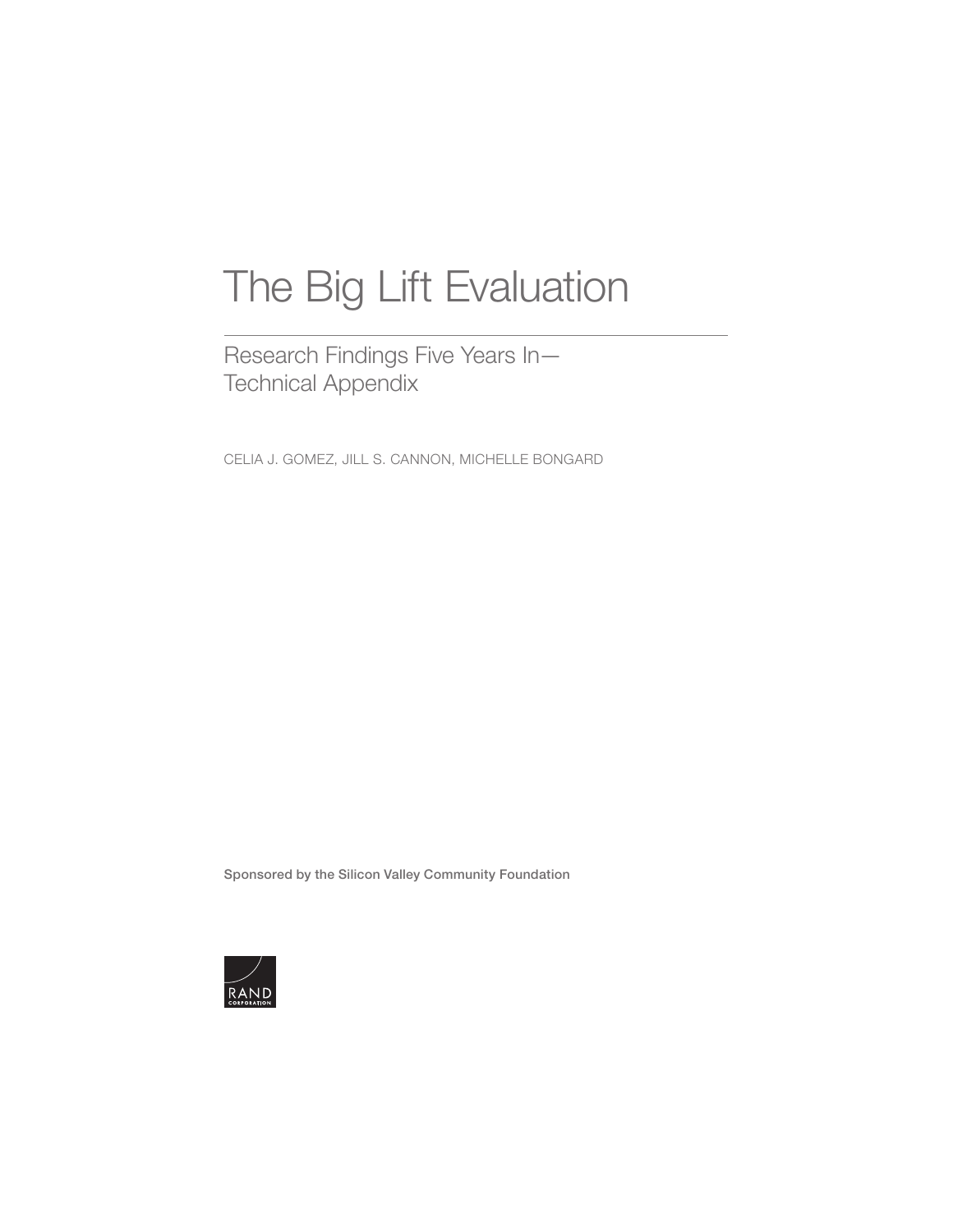# The Big Lift Evaluation

## Research Findings Five Years In—
## Technical Appendix

CELIA J. GOMEZ, JILL S. CANNON, MICHELLE BONGARD

Sponsored by the Silicon Valley Community Foundation

RAND CORPORATION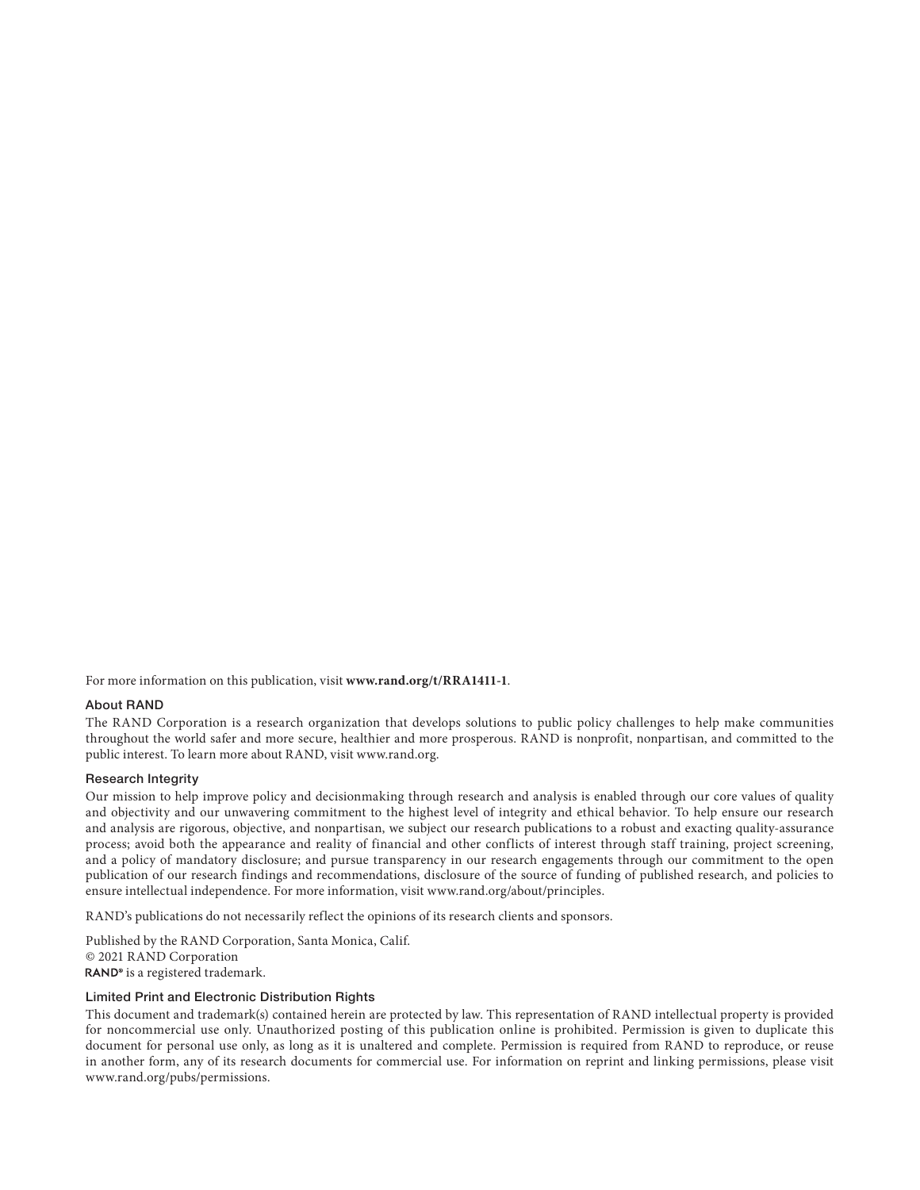For more information on this publication, visit **www.rand.org/t/RRA1411-1**.

### About RAND

The RAND Corporation is a research organization that develops solutions to public policy challenges to help make communities throughout the world safer and more secure, healthier and more prosperous. RAND is nonprofit, nonpartisan, and committed to the public interest. To learn more about RAND, visit www.rand.org.

### Research Integrity

Our mission to help improve policy and decisionmaking through research and analysis is enabled through our core values of quality and objectivity and our unwavering commitment to the highest level of integrity and ethical behavior. To help ensure our research and analysis are rigorous, objective, and nonpartisan, we subject our research publications to a robust and exacting quality-assurance process; avoid both the appearance and reality of financial and other conflicts of interest through staff training, project screening, and a policy of mandatory disclosure; and pursue transparency in our research engagements through our commitment to the open publication of our research findings and recommendations, disclosure of the source of funding of published research, and policies to ensure intellectual independence. For more information, visit www.rand.org/about/principles.

RAND's publications do not necessarily reflect the opinions of its research clients and sponsors.

Published by the RAND Corporation, Santa Monica, Calif.
© 2021 RAND Corporation
RAND® is a registered trademark.

### Limited Print and Electronic Distribution Rights

This document and trademark(s) contained herein are protected by law. This representation of RAND intellectual property is provided for noncommercial use only. Unauthorized posting of this publication online is prohibited. Permission is given to duplicate this document for personal use only, as long as it is unaltered and complete. Permission is required from RAND to reproduce, or reuse in another form, any of its research documents for commercial use. For information on reprint and linking permissions, please visit www.rand.org/pubs/permissions.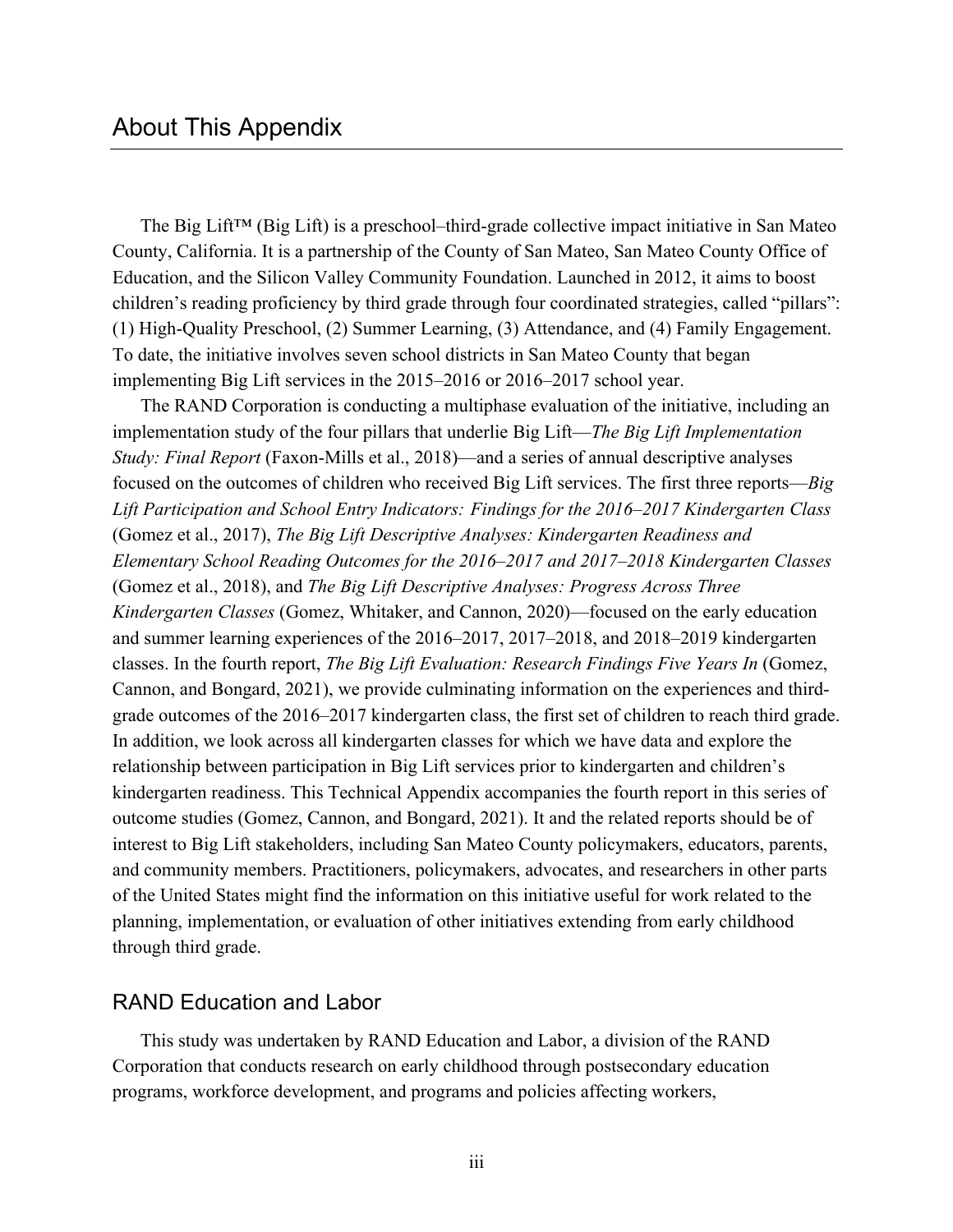# About This Appendix

The Big Lift™ (Big Lift) is a preschool–third-grade collective impact initiative in San Mateo County, California. It is a partnership of the County of San Mateo, San Mateo County Office of Education, and the Silicon Valley Community Foundation. Launched in 2012, it aims to boost children's reading proficiency by third grade through four coordinated strategies, called "pillars": (1) High-Quality Preschool, (2) Summer Learning, (3) Attendance, and (4) Family Engagement. To date, the initiative involves seven school districts in San Mateo County that began implementing Big Lift services in the 2015–2016 or 2016–2017 school year.

The RAND Corporation is conducting a multiphase evaluation of the initiative, including an implementation study of the four pillars that underlie Big Lift—*The Big Lift Implementation Study: Final Report* (Faxon-Mills et al., 2018)—and a series of annual descriptive analyses focused on the outcomes of children who received Big Lift services. The first three reports—*Big Lift Participation and School Entry Indicators: Findings for the 2016–2017 Kindergarten Class* (Gomez et al., 2017), *The Big Lift Descriptive Analyses: Kindergarten Readiness and Elementary School Reading Outcomes for the 2016–2017 and 2017–2018 Kindergarten Classes* (Gomez et al., 2018), and *The Big Lift Descriptive Analyses: Progress Across Three Kindergarten Classes* (Gomez, Whitaker, and Cannon, 2020)—focused on the early education and summer learning experiences of the 2016–2017, 2017–2018, and 2018–2019 kindergarten classes. In the fourth report, *The Big Lift Evaluation: Research Findings Five Years In* (Gomez, Cannon, and Bongard, 2021), we provide culminating information on the experiences and third-grade outcomes of the 2016–2017 kindergarten class, the first set of children to reach third grade. In addition, we look across all kindergarten classes for which we have data and explore the relationship between participation in Big Lift services prior to kindergarten and children's kindergarten readiness. This Technical Appendix accompanies the fourth report in this series of outcome studies (Gomez, Cannon, and Bongard, 2021). It and the related reports should be of interest to Big Lift stakeholders, including San Mateo County policymakers, educators, parents, and community members. Practitioners, policymakers, advocates, and researchers in other parts of the United States might find the information on this initiative useful for work related to the planning, implementation, or evaluation of other initiatives extending from early childhood through third grade.

## RAND Education and Labor

This study was undertaken by RAND Education and Labor, a division of the RAND Corporation that conducts research on early childhood through postsecondary education programs, workforce development, and programs and policies affecting workers,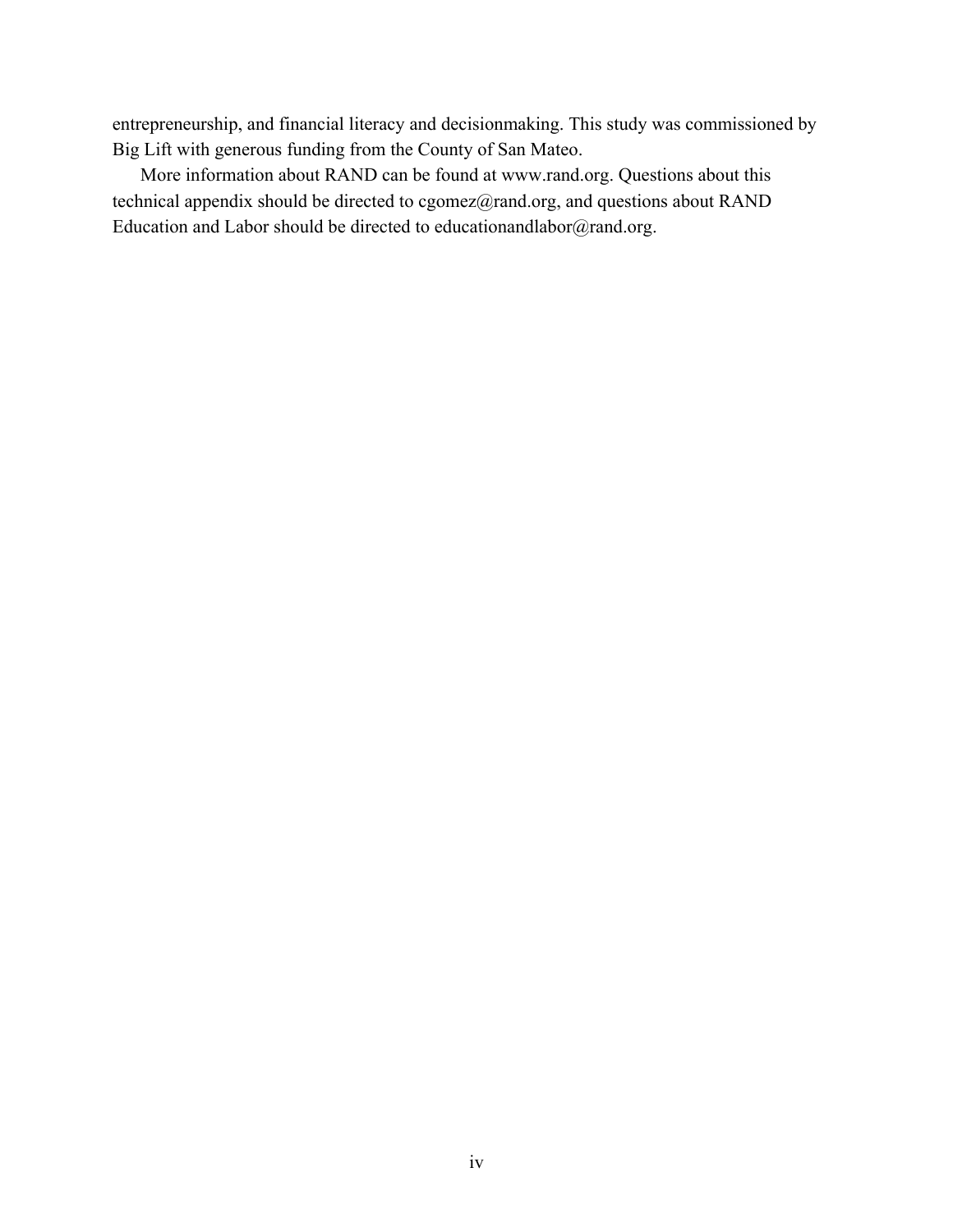entrepreneurship, and financial literacy and decisionmaking. This study was commissioned by Big Lift with generous funding from the County of San Mateo.

More information about RAND can be found at www.rand.org. Questions about this technical appendix should be directed to cgomez@rand.org, and questions about RAND Education and Labor should be directed to educationandlabor@rand.org.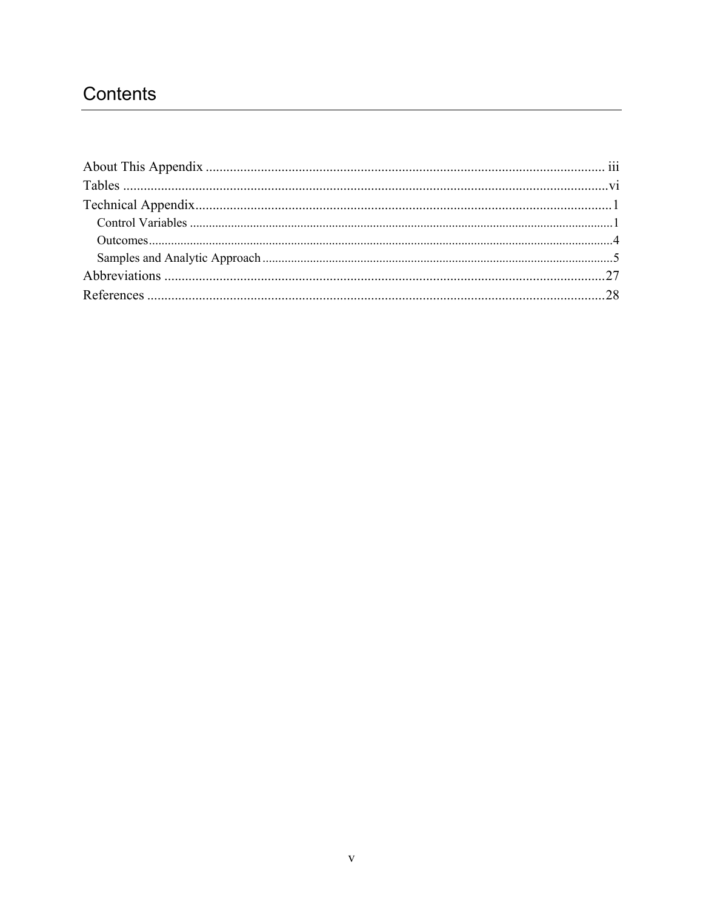# Contents

About This Appendix ..................................................... iii
Tables ..................................................... vi
Technical Appendix ..................................................... 1
- Control Variables ..................................................... 1
- Outcomes ..................................................... 4
- Samples and Analytic Approach ..................................................... 5

Abbreviations ..................................................... 27
References ..................................................... 28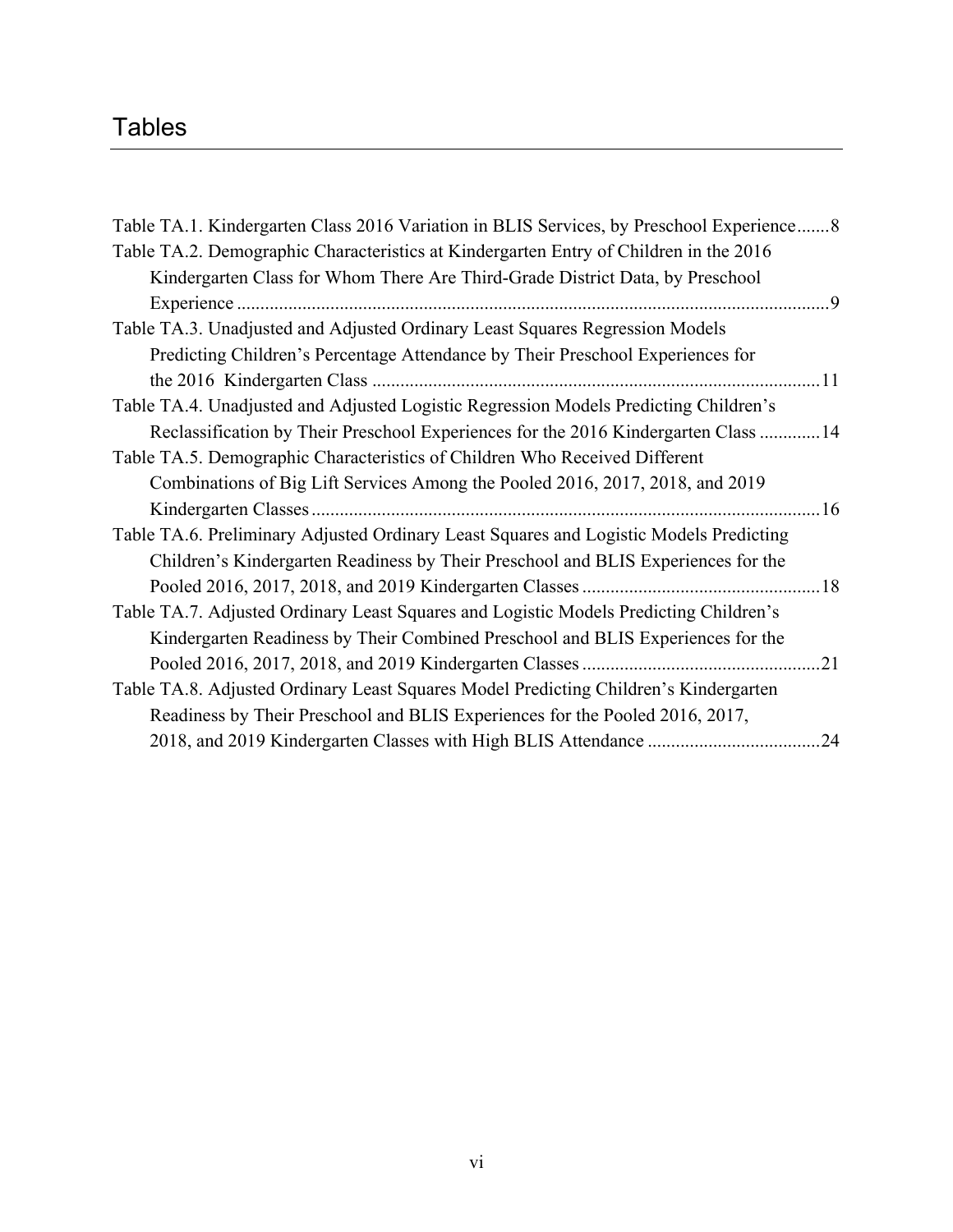# Tables

Table TA.1. Kindergarten Class 2016 Variation in BLIS Services, by Preschool Experience.......8

Table TA.2. Demographic Characteristics at Kindergarten Entry of Children in the 2016 Kindergarten Class for Whom There Are Third-Grade District Data, by Preschool Experience ..............................................................................................................................9

Table TA.3. Unadjusted and Adjusted Ordinary Least Squares Regression Models Predicting Children's Percentage Attendance by Their Preschool Experiences for the 2016 Kindergarten Class ...............................................................................................11

Table TA.4. Unadjusted and Adjusted Logistic Regression Models Predicting Children's Reclassification by Their Preschool Experiences for the 2016 Kindergarten Class .............14

Table TA.5. Demographic Characteristics of Children Who Received Different Combinations of Big Lift Services Among the Pooled 2016, 2017, 2018, and 2019 Kindergarten Classes............................................................................................................16

Table TA.6. Preliminary Adjusted Ordinary Least Squares and Logistic Models Predicting Children's Kindergarten Readiness by Their Preschool and BLIS Experiences for the Pooled 2016, 2017, 2018, and 2019 Kindergarten Classes ..................................................18

Table TA.7. Adjusted Ordinary Least Squares and Logistic Models Predicting Children's Kindergarten Readiness by Their Combined Preschool and BLIS Experiences for the Pooled 2016, 2017, 2018, and 2019 Kindergarten Classes ..................................................21

Table TA.8. Adjusted Ordinary Least Squares Model Predicting Children's Kindergarten Readiness by Their Preschool and BLIS Experiences for the Pooled 2016, 2017, 2018, and 2019 Kindergarten Classes with High BLIS Attendance ....................................24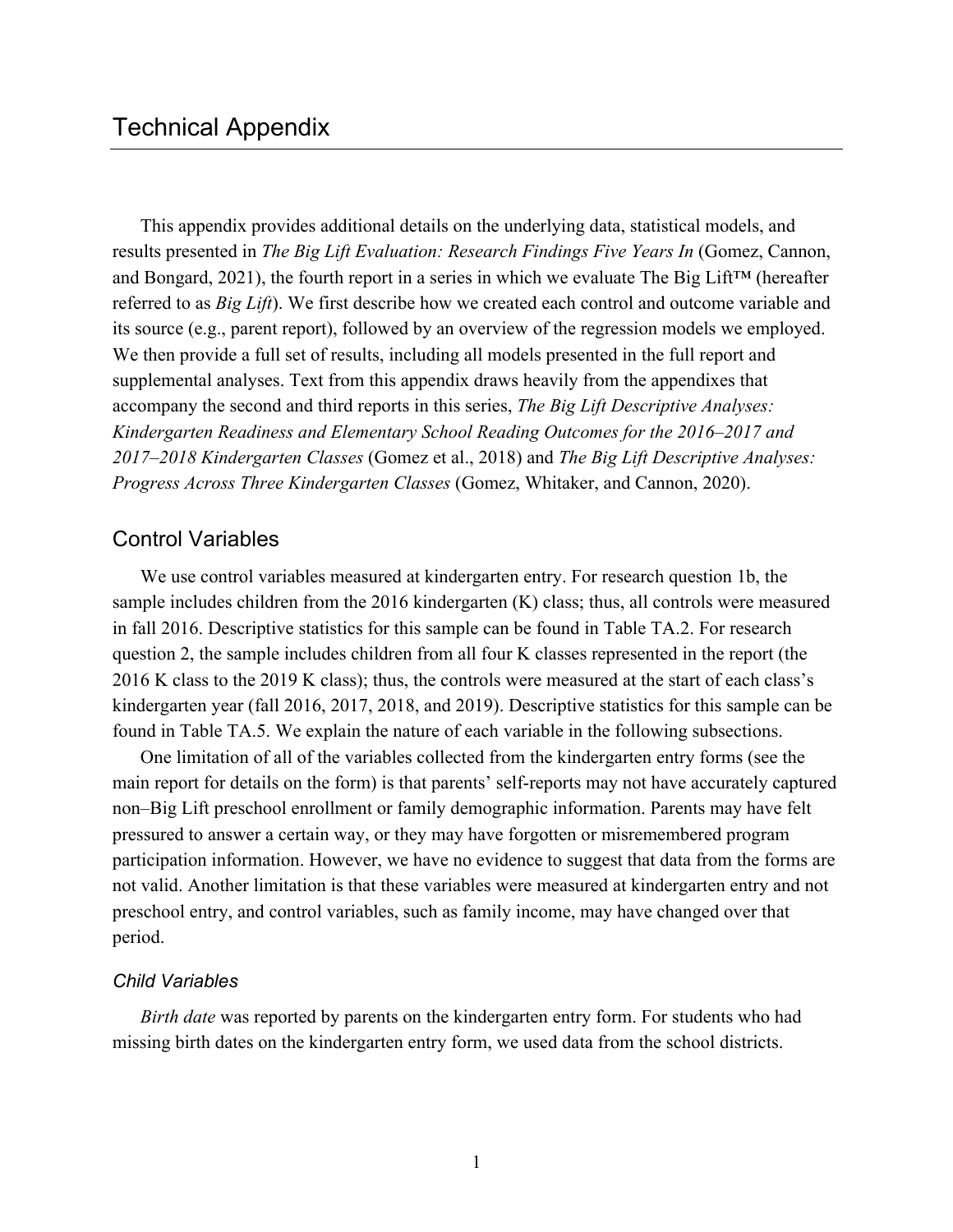# Technical Appendix

This appendix provides additional details on the underlying data, statistical models, and results presented in *The Big Lift Evaluation: Research Findings Five Years In* (Gomez, Cannon, and Bongard, 2021), the fourth report in a series in which we evaluate The Big Lift™ (hereafter referred to as *Big Lift*). We first describe how we created each control and outcome variable and its source (e.g., parent report), followed by an overview of the regression models we employed. We then provide a full set of results, including all models presented in the full report and supplemental analyses. Text from this appendix draws heavily from the appendixes that accompany the second and third reports in this series, *The Big Lift Descriptive Analyses: Kindergarten Readiness and Elementary School Reading Outcomes for the 2016–2017 and 2017–2018 Kindergarten Classes* (Gomez et al., 2018) and *The Big Lift Descriptive Analyses: Progress Across Three Kindergarten Classes* (Gomez, Whitaker, and Cannon, 2020).

## Control Variables

We use control variables measured at kindergarten entry. For research question 1b, the sample includes children from the 2016 kindergarten (K) class; thus, all controls were measured in fall 2016. Descriptive statistics for this sample can be found in Table TA.2. For research question 2, the sample includes children from all four K classes represented in the report (the 2016 K class to the 2019 K class); thus, the controls were measured at the start of each class's kindergarten year (fall 2016, 2017, 2018, and 2019). Descriptive statistics for this sample can be found in Table TA.5. We explain the nature of each variable in the following subsections.

One limitation of all of the variables collected from the kindergarten entry forms (see the main report for details on the form) is that parents' self-reports may not have accurately captured non–Big Lift preschool enrollment or family demographic information. Parents may have felt pressured to answer a certain way, or they may have forgotten or misremembered program participation information. However, we have no evidence to suggest that data from the forms are not valid. Another limitation is that these variables were measured at kindergarten entry and not preschool entry, and control variables, such as family income, may have changed over that period.

### *Child Variables*

*Birth date* was reported by parents on the kindergarten entry form. For students who had missing birth dates on the kindergarten entry form, we used data from the school districts.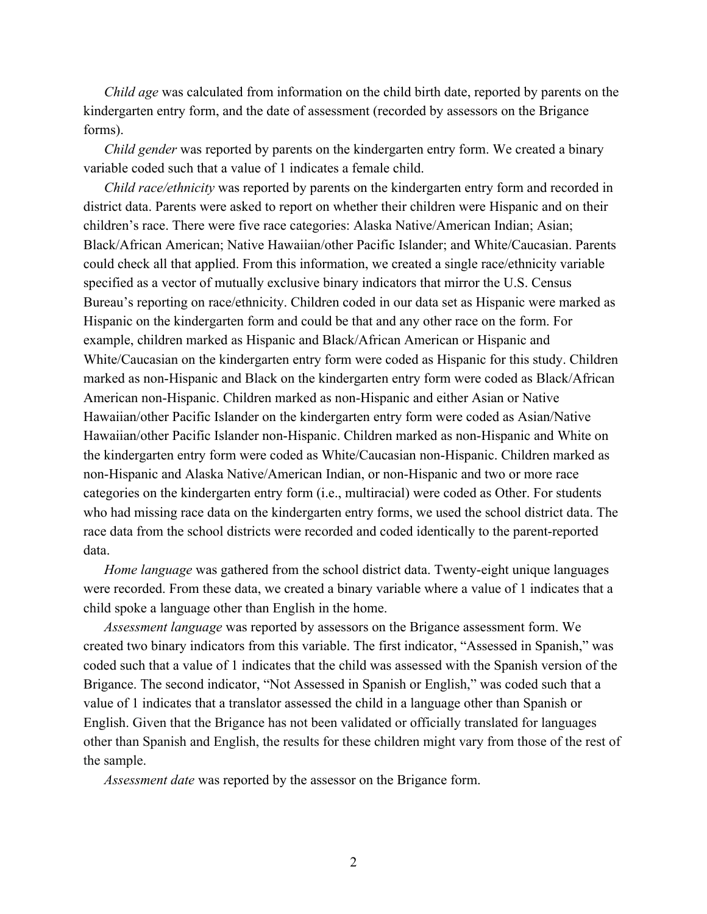*Child age* was calculated from information on the child birth date, reported by parents on the kindergarten entry form, and the date of assessment (recorded by assessors on the Brigance forms).

*Child gender* was reported by parents on the kindergarten entry form. We created a binary variable coded such that a value of 1 indicates a female child.

*Child race/ethnicity* was reported by parents on the kindergarten entry form and recorded in district data. Parents were asked to report on whether their children were Hispanic and on their children's race. There were five race categories: Alaska Native/American Indian; Asian; Black/African American; Native Hawaiian/other Pacific Islander; and White/Caucasian. Parents could check all that applied. From this information, we created a single race/ethnicity variable specified as a vector of mutually exclusive binary indicators that mirror the U.S. Census Bureau's reporting on race/ethnicity. Children coded in our data set as Hispanic were marked as Hispanic on the kindergarten form and could be that and any other race on the form. For example, children marked as Hispanic and Black/African American or Hispanic and White/Caucasian on the kindergarten entry form were coded as Hispanic for this study. Children marked as non-Hispanic and Black on the kindergarten entry form were coded as Black/African American non-Hispanic. Children marked as non-Hispanic and either Asian or Native Hawaiian/other Pacific Islander on the kindergarten entry form were coded as Asian/Native Hawaiian/other Pacific Islander non-Hispanic. Children marked as non-Hispanic and White on the kindergarten entry form were coded as White/Caucasian non-Hispanic. Children marked as non-Hispanic and Alaska Native/American Indian, or non-Hispanic and two or more race categories on the kindergarten entry form (i.e., multiracial) were coded as Other. For students who had missing race data on the kindergarten entry forms, we used the school district data. The race data from the school districts were recorded and coded identically to the parent-reported data.

*Home language* was gathered from the school district data. Twenty-eight unique languages were recorded. From these data, we created a binary variable where a value of 1 indicates that a child spoke a language other than English in the home.

*Assessment language* was reported by assessors on the Brigance assessment form. We created two binary indicators from this variable. The first indicator, "Assessed in Spanish," was coded such that a value of 1 indicates that the child was assessed with the Spanish version of the Brigance. The second indicator, "Not Assessed in Spanish or English," was coded such that a value of 1 indicates that a translator assessed the child in a language other than Spanish or English. Given that the Brigance has not been validated or officially translated for languages other than Spanish and English, the results for these children might vary from those of the rest of the sample.

*Assessment date* was reported by the assessor on the Brigance form.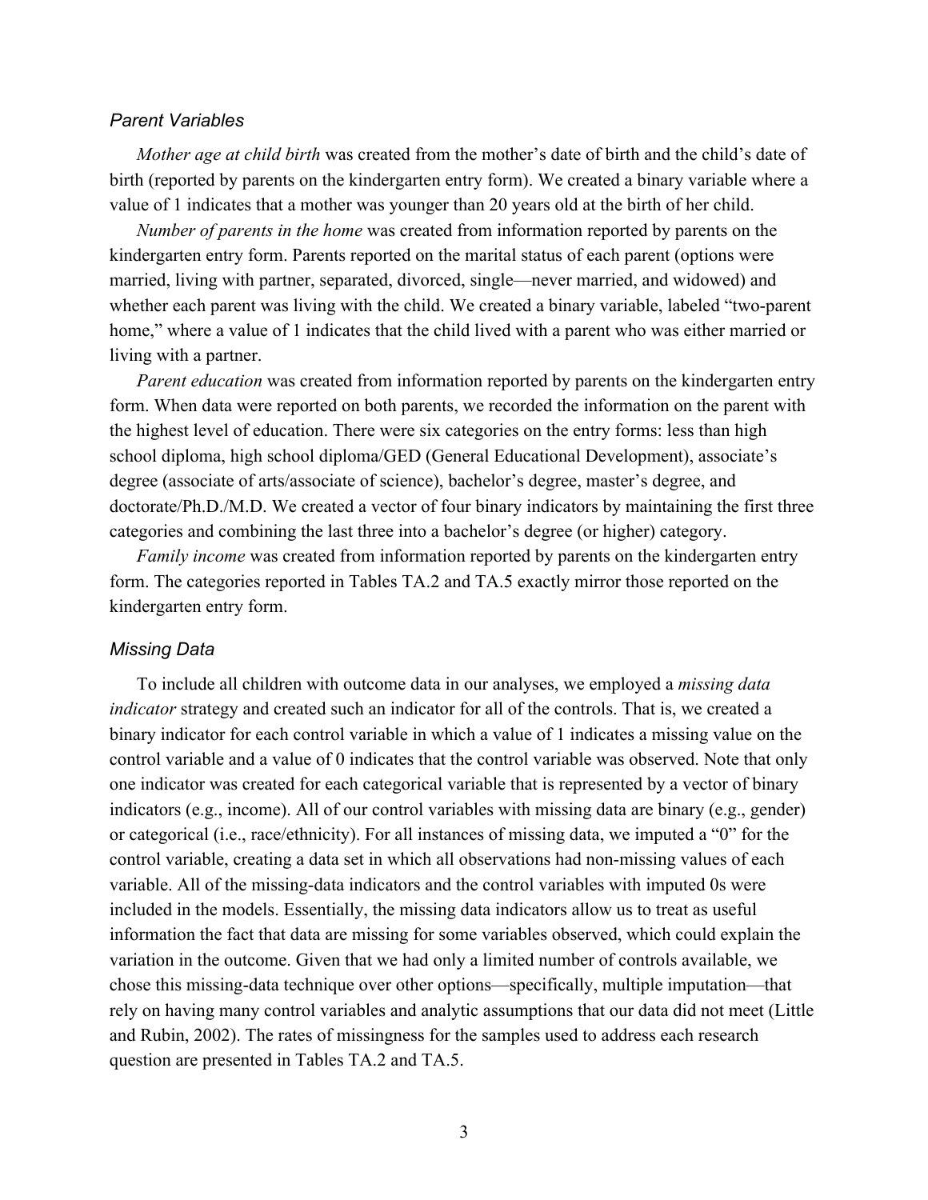### *Parent Variables*

*Mother age at child birth* was created from the mother's date of birth and the child's date of birth (reported by parents on the kindergarten entry form). We created a binary variable where a value of 1 indicates that a mother was younger than 20 years old at the birth of her child.

*Number of parents in the home* was created from information reported by parents on the kindergarten entry form. Parents reported on the marital status of each parent (options were married, living with partner, separated, divorced, single—never married, and widowed) and whether each parent was living with the child. We created a binary variable, labeled "two-parent home," where a value of 1 indicates that the child lived with a parent who was either married or living with a partner.

*Parent education* was created from information reported by parents on the kindergarten entry form. When data were reported on both parents, we recorded the information on the parent with the highest level of education. There were six categories on the entry forms: less than high school diploma, high school diploma/GED (General Educational Development), associate's degree (associate of arts/associate of science), bachelor's degree, master's degree, and doctorate/Ph.D./M.D. We created a vector of four binary indicators by maintaining the first three categories and combining the last three into a bachelor's degree (or higher) category.

*Family income* was created from information reported by parents on the kindergarten entry form. The categories reported in Tables TA.2 and TA.5 exactly mirror those reported on the kindergarten entry form.

### *Missing Data*

To include all children with outcome data in our analyses, we employed a *missing data indicator* strategy and created such an indicator for all of the controls. That is, we created a binary indicator for each control variable in which a value of 1 indicates a missing value on the control variable and a value of 0 indicates that the control variable was observed. Note that only one indicator was created for each categorical variable that is represented by a vector of binary indicators (e.g., income). All of our control variables with missing data are binary (e.g., gender) or categorical (i.e., race/ethnicity). For all instances of missing data, we imputed a "0" for the control variable, creating a data set in which all observations had non-missing values of each variable. All of the missing-data indicators and the control variables with imputed 0s were included in the models. Essentially, the missing data indicators allow us to treat as useful information the fact that data are missing for some variables observed, which could explain the variation in the outcome. Given that we had only a limited number of controls available, we chose this missing-data technique over other options—specifically, multiple imputation—that rely on having many control variables and analytic assumptions that our data did not meet (Little and Rubin, 2002). The rates of missingness for the samples used to address each research question are presented in Tables TA.2 and TA.5.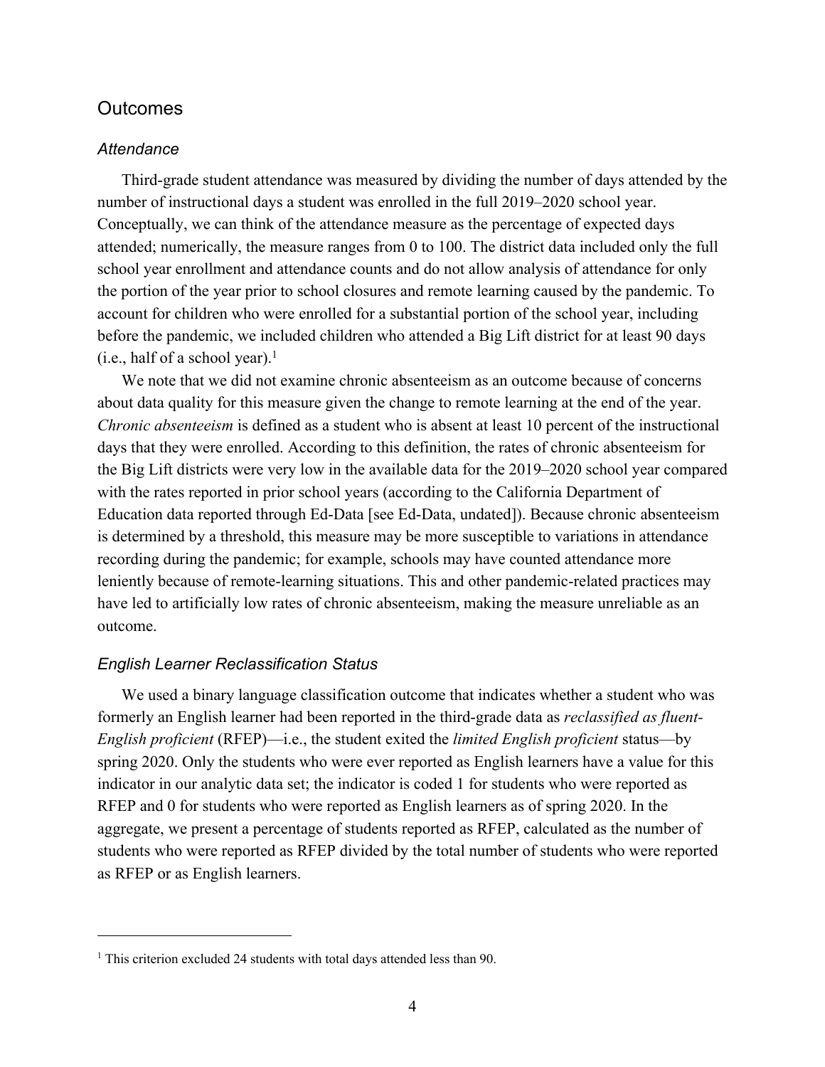## Outcomes

### *Attendance*

Third-grade student attendance was measured by dividing the number of days attended by the number of instructional days a student was enrolled in the full 2019–2020 school year. Conceptually, we can think of the attendance measure as the percentage of expected days attended; numerically, the measure ranges from 0 to 100. The district data included only the full school year enrollment and attendance counts and do not allow analysis of attendance for only the portion of the year prior to school closures and remote learning caused by the pandemic. To account for children who were enrolled for a substantial portion of the school year, including before the pandemic, we included children who attended a Big Lift district for at least 90 days (i.e., half of a school year).[1]

We note that we did not examine chronic absenteeism as an outcome because of concerns about data quality for this measure given the change to remote learning at the end of the year. *Chronic absenteeism* is defined as a student who is absent at least 10 percent of the instructional days that they were enrolled. According to this definition, the rates of chronic absenteeism for the Big Lift districts were very low in the available data for the 2019–2020 school year compared with the rates reported in prior school years (according to the California Department of Education data reported through Ed-Data [see Ed-Data, undated]). Because chronic absenteeism is determined by a threshold, this measure may be more susceptible to variations in attendance recording during the pandemic; for example, schools may have counted attendance more leniently because of remote-learning situations. This and other pandemic-related practices may have led to artificially low rates of chronic absenteeism, making the measure unreliable as an outcome.

### *English Learner Reclassification Status*

We used a binary language classification outcome that indicates whether a student who was formerly an English learner had been reported in the third-grade data as *reclassified as fluent-English proficient* (RFEP)—i.e., the student exited the *limited English proficient* status—by spring 2020. Only the students who were ever reported as English learners have a value for this indicator in our analytic data set; the indicator is coded 1 for students who were reported as RFEP and 0 for students who were reported as English learners as of spring 2020. In the aggregate, we present a percentage of students reported as RFEP, calculated as the number of students who were reported as RFEP divided by the total number of students who were reported as RFEP or as English learners.

---

[1] This criterion excluded 24 students with total days attended less than 90.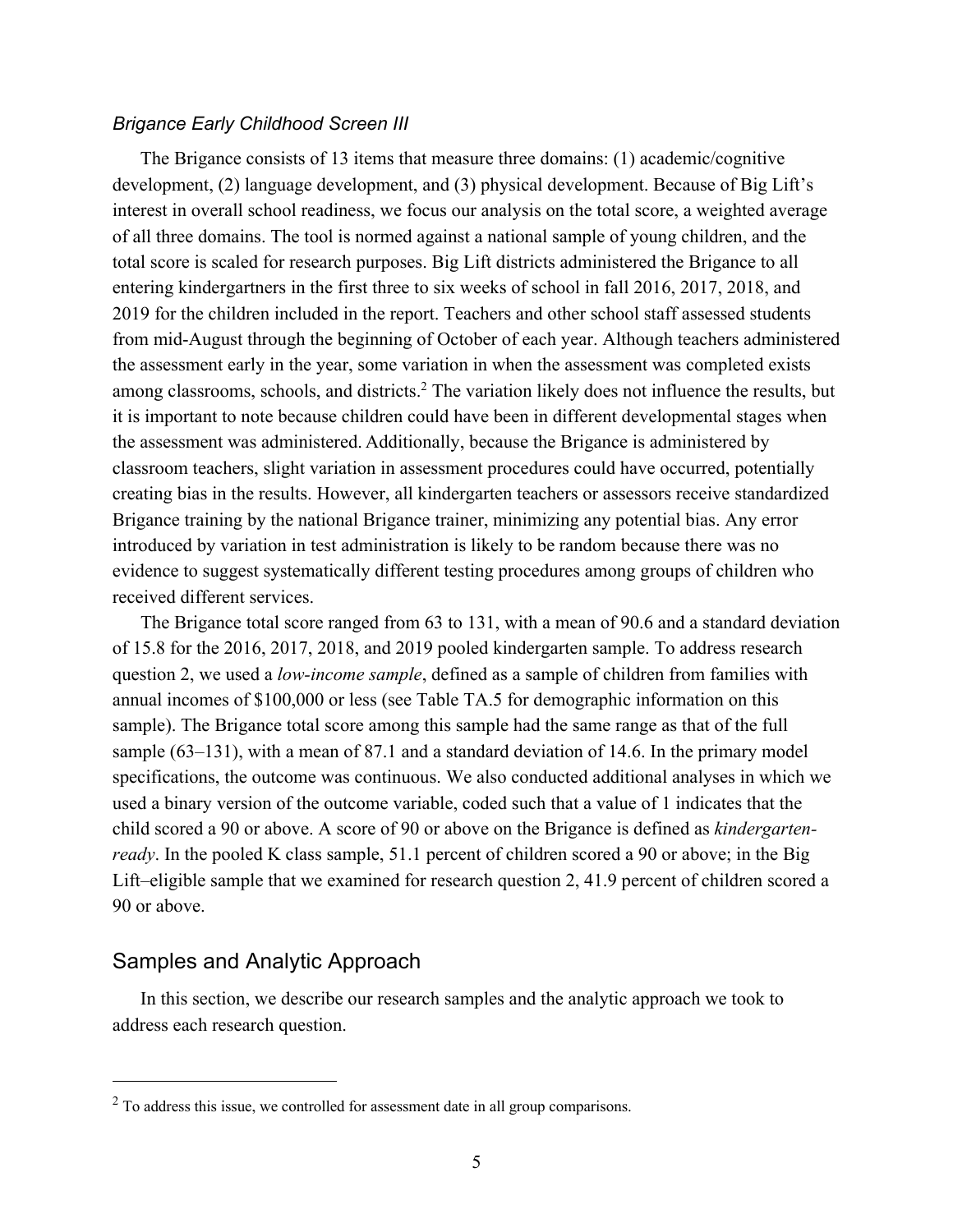### *Brigance Early Childhood Screen III*

The Brigance consists of 13 items that measure three domains: (1) academic/cognitive development, (2) language development, and (3) physical development. Because of Big Lift's interest in overall school readiness, we focus our analysis on the total score, a weighted average of all three domains. The tool is normed against a national sample of young children, and the total score is scaled for research purposes. Big Lift districts administered the Brigance to all entering kindergartners in the first three to six weeks of school in fall 2016, 2017, 2018, and 2019 for the children included in the report. Teachers and other school staff assessed students from mid-August through the beginning of October of each year. Although teachers administered the assessment early in the year, some variation in when the assessment was completed exists among classrooms, schools, and districts.[2] The variation likely does not influence the results, but it is important to note because children could have been in different developmental stages when the assessment was administered. Additionally, because the Brigance is administered by classroom teachers, slight variation in assessment procedures could have occurred, potentially creating bias in the results. However, all kindergarten teachers or assessors receive standardized Brigance training by the national Brigance trainer, minimizing any potential bias. Any error introduced by variation in test administration is likely to be random because there was no evidence to suggest systematically different testing procedures among groups of children who received different services.

The Brigance total score ranged from 63 to 131, with a mean of 90.6 and a standard deviation of 15.8 for the 2016, 2017, 2018, and 2019 pooled kindergarten sample. To address research question 2, we used a *low-income sample*, defined as a sample of children from families with annual incomes of $100,000 or less (see Table TA.5 for demographic information on this sample). The Brigance total score among this sample had the same range as that of the full sample (63–131), with a mean of 87.1 and a standard deviation of 14.6. In the primary model specifications, the outcome was continuous. We also conducted additional analyses in which we used a binary version of the outcome variable, coded such that a value of 1 indicates that the child scored a 90 or above. A score of 90 or above on the Brigance is defined as *kindergarten-ready*. In the pooled K class sample, 51.1 percent of children scored a 90 or above; in the Big Lift–eligible sample that we examined for research question 2, 41.9 percent of children scored a 90 or above.

## Samples and Analytic Approach

In this section, we describe our research samples and the analytic approach we took to address each research question.

---

[2] To address this issue, we controlled for assessment date in all group comparisons.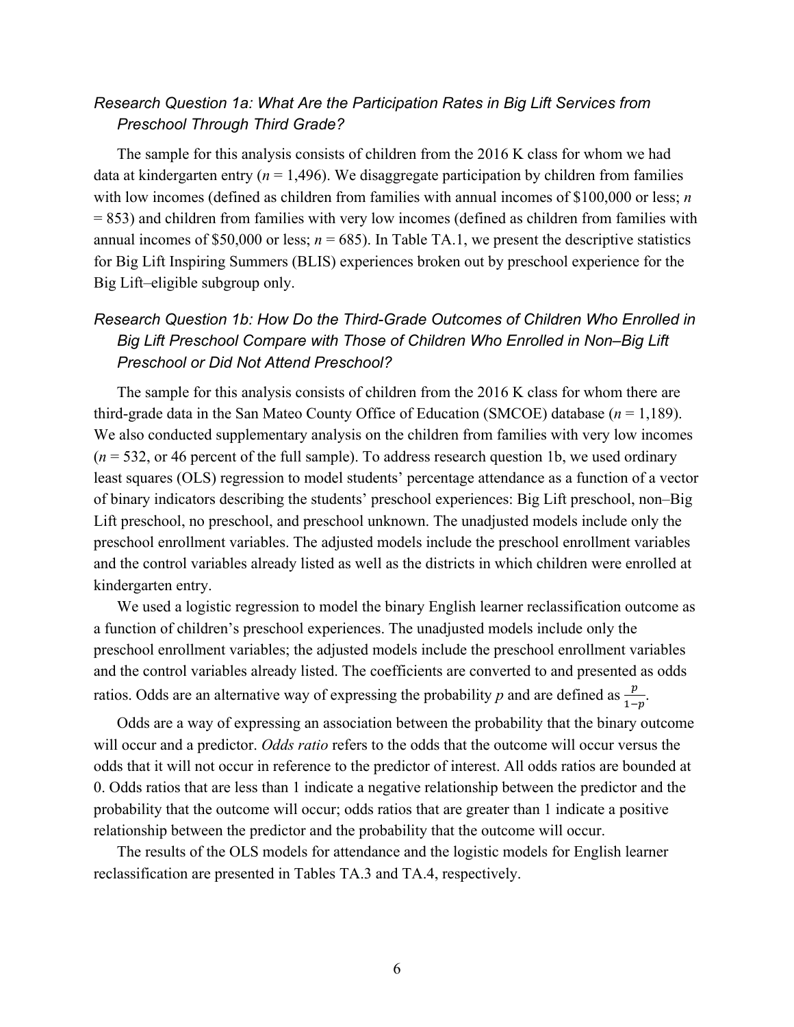### *Research Question 1a: What Are the Participation Rates in Big Lift Services from Preschool Through Third Grade?*

The sample for this analysis consists of children from the 2016 K class for whom we had data at kindergarten entry ($n$ = 1,496). We disaggregate participation by children from families with low incomes (defined as children from families with annual incomes of $100,000 or less; $n$ = 853) and children from families with very low incomes (defined as children from families with annual incomes of $50,000 or less; $n$ = 685). In Table TA.1, we present the descriptive statistics for Big Lift Inspiring Summers (BLIS) experiences broken out by preschool experience for the Big Lift–eligible subgroup only.

### *Research Question 1b: How Do the Third-Grade Outcomes of Children Who Enrolled in Big Lift Preschool Compare with Those of Children Who Enrolled in Non–Big Lift Preschool or Did Not Attend Preschool?*

The sample for this analysis consists of children from the 2016 K class for whom there are third-grade data in the San Mateo County Office of Education (SMCOE) database ($n$ = 1,189). We also conducted supplementary analysis on the children from families with very low incomes ($n$ = 532, or 46 percent of the full sample). To address research question 1b, we used ordinary least squares (OLS) regression to model students' percentage attendance as a function of a vector of binary indicators describing the students' preschool experiences: Big Lift preschool, non–Big Lift preschool, no preschool, and preschool unknown. The unadjusted models include only the preschool enrollment variables. The adjusted models include the preschool enrollment variables and the control variables already listed as well as the districts in which children were enrolled at kindergarten entry.

We used a logistic regression to model the binary English learner reclassification outcome as a function of children's preschool experiences. The unadjusted models include only the preschool enrollment variables; the adjusted models include the preschool enrollment variables and the control variables already listed. The coefficients are converted to and presented as odds ratios. Odds are an alternative way of expressing the probability $p$ and are defined as $\frac{p}{1-p}$.

Odds are a way of expressing an association between the probability that the binary outcome will occur and a predictor. *Odds ratio* refers to the odds that the outcome will occur versus the odds that it will not occur in reference to the predictor of interest. All odds ratios are bounded at 0. Odds ratios that are less than 1 indicate a negative relationship between the predictor and the probability that the outcome will occur; odds ratios that are greater than 1 indicate a positive relationship between the predictor and the probability that the outcome will occur.

The results of the OLS models for attendance and the logistic models for English learner reclassification are presented in Tables TA.3 and TA.4, respectively.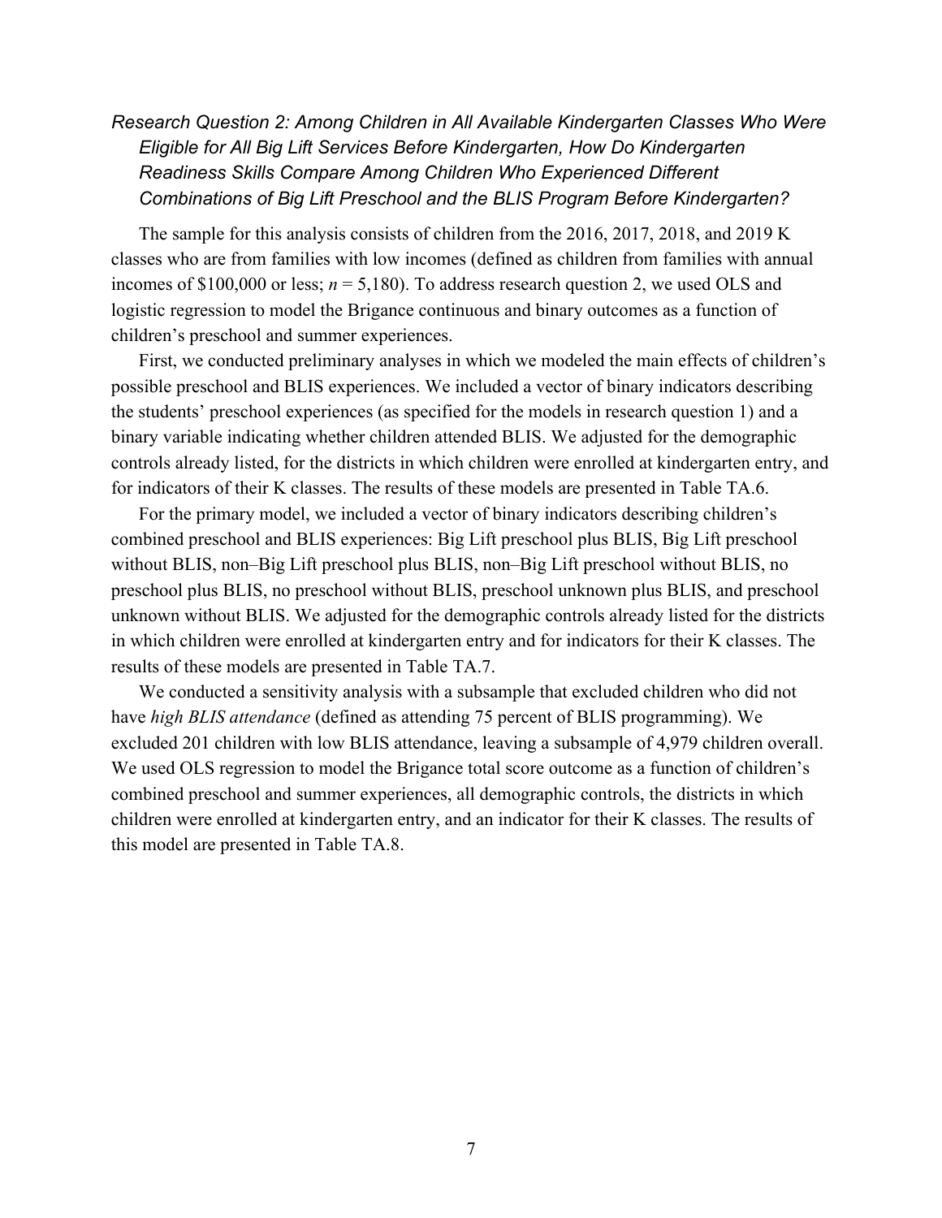### *Research Question 2: Among Children in All Available Kindergarten Classes Who Were Eligible for All Big Lift Services Before Kindergarten, How Do Kindergarten Readiness Skills Compare Among Children Who Experienced Different Combinations of Big Lift Preschool and the BLIS Program Before Kindergarten?*

The sample for this analysis consists of children from the 2016, 2017, 2018, and 2019 K classes who are from families with low incomes (defined as children from families with annual incomes of $100,000 or less; $n$ = 5,180). To address research question 2, we used OLS and logistic regression to model the Brigance continuous and binary outcomes as a function of children's preschool and summer experiences.

First, we conducted preliminary analyses in which we modeled the main effects of children's possible preschool and BLIS experiences. We included a vector of binary indicators describing the students' preschool experiences (as specified for the models in research question 1) and a binary variable indicating whether children attended BLIS. We adjusted for the demographic controls already listed, for the districts in which children were enrolled at kindergarten entry, and for indicators of their K classes. The results of these models are presented in Table TA.6.

For the primary model, we included a vector of binary indicators describing children's combined preschool and BLIS experiences: Big Lift preschool plus BLIS, Big Lift preschool without BLIS, non–Big Lift preschool plus BLIS, non–Big Lift preschool without BLIS, no preschool plus BLIS, no preschool without BLIS, preschool unknown plus BLIS, and preschool unknown without BLIS. We adjusted for the demographic controls already listed for the districts in which children were enrolled at kindergarten entry and for indicators for their K classes. The results of these models are presented in Table TA.7.

We conducted a sensitivity analysis with a subsample that excluded children who did not have *high BLIS attendance* (defined as attending 75 percent of BLIS programming). We excluded 201 children with low BLIS attendance, leaving a subsample of 4,979 children overall. We used OLS regression to model the Brigance total score outcome as a function of children's combined preschool and summer experiences, all demographic controls, the districts in which children were enrolled at kindergarten entry, and an indicator for their K classes. The results of this model are presented in Table TA.8.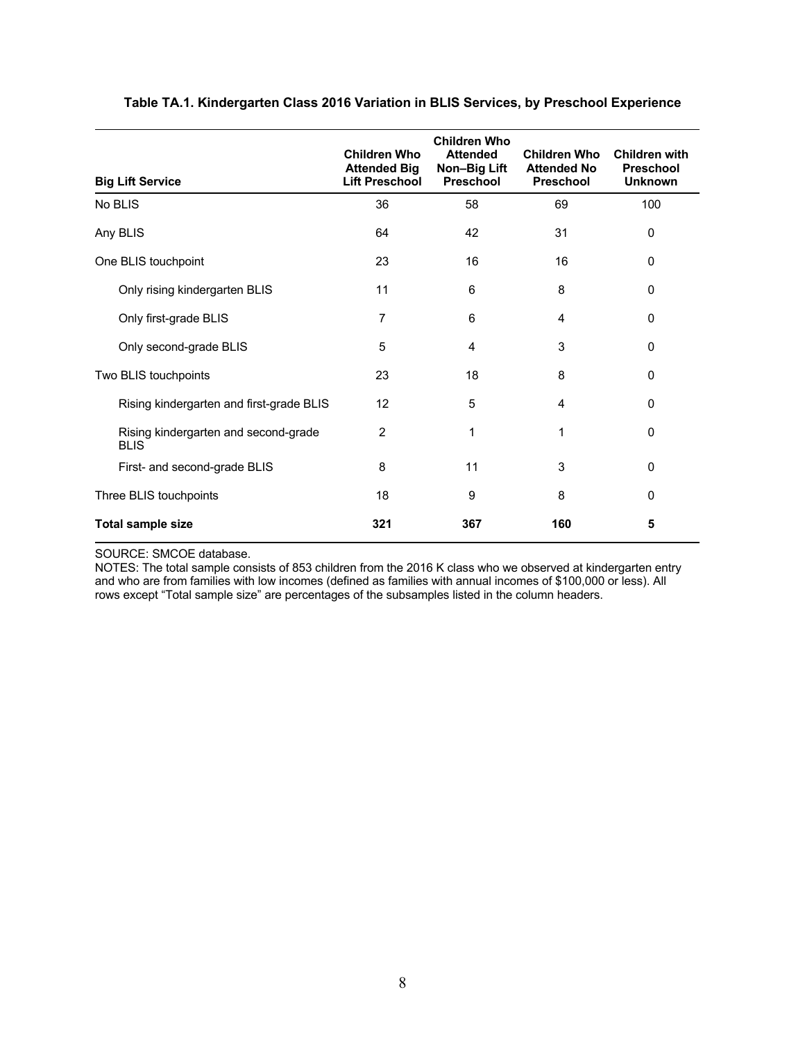**Table TA.1. Kindergarten Class 2016 Variation in BLIS Services, by Preschool Experience**

| Big Lift Service | Children Who Attended Big Lift Preschool | Children Who Attended Non–Big Lift Preschool | Children Who Attended No Preschool | Children with Preschool Unknown |
|---|---|---|---|---|
| No BLIS | 36 | 58 | 69 | 100 |
| Any BLIS | 64 | 42 | 31 | 0 |
| One BLIS touchpoint | 23 | 16 | 16 | 0 |
| Only rising kindergarten BLIS | 11 | 6 | 8 | 0 |
| Only first-grade BLIS | 7 | 6 | 4 | 0 |
| Only second-grade BLIS | 5 | 4 | 3 | 0 |
| Two BLIS touchpoints | 23 | 18 | 8 | 0 |
| Rising kindergarten and first-grade BLIS | 12 | 5 | 4 | 0 |
| Rising kindergarten and second-grade BLIS | 2 | 1 | 1 | 0 |
| First- and second-grade BLIS | 8 | 11 | 3 | 0 |
| Three BLIS touchpoints | 18 | 9 | 8 | 0 |
| **Total sample size** | **321** | **367** | **160** | **5** |

SOURCE: SMCOE database.

NOTES: The total sample consists of 853 children from the 2016 K class who we observed at kindergarten entry and who are from families with low incomes (defined as families with annual incomes of $100,000 or less). All rows except "Total sample size" are percentages of the subsamples listed in the column headers.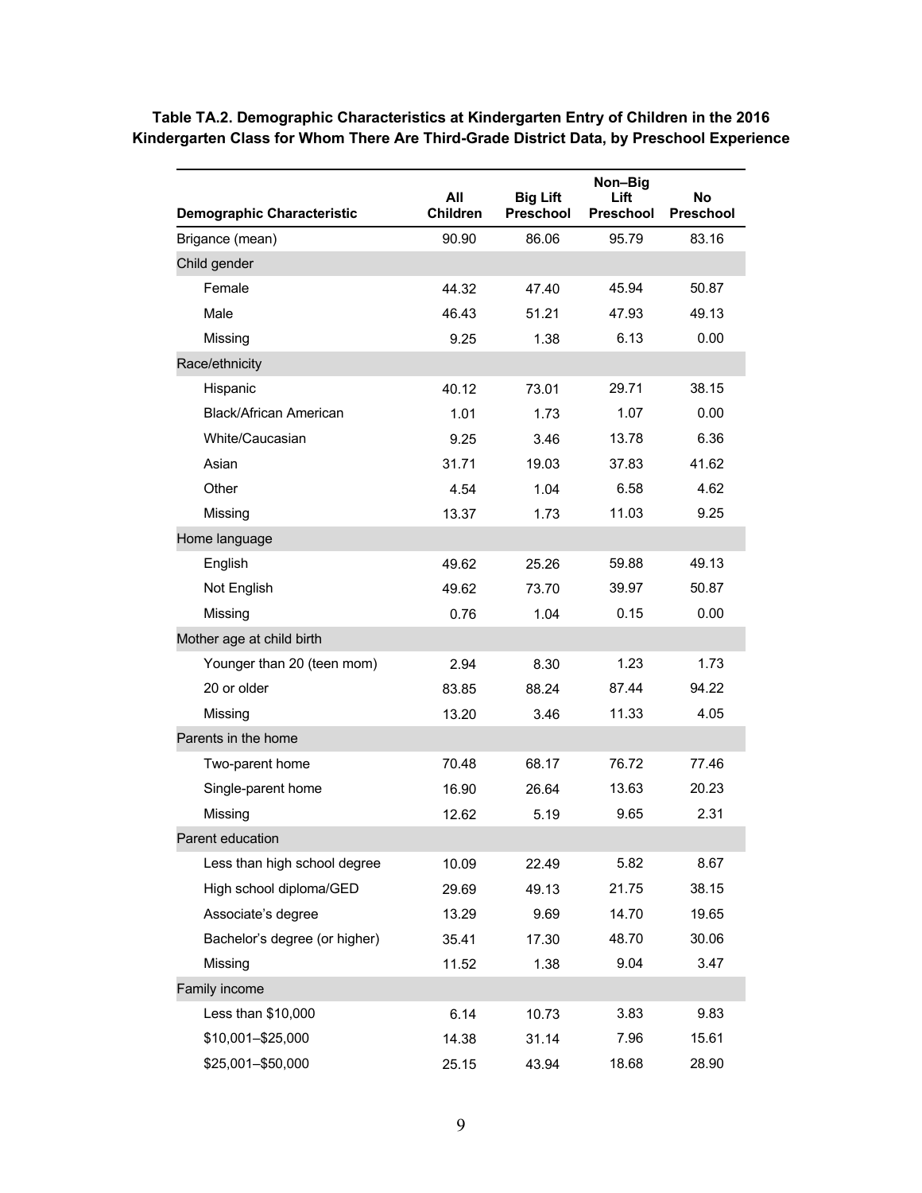**Table TA.2. Demographic Characteristics at Kindergarten Entry of Children in the 2016 Kindergarten Class for Whom There Are Third-Grade District Data, by Preschool Experience**

| Demographic Characteristic | All Children | Big Lift Preschool | Non–Big Lift Preschool | No Preschool |
|---|---|---|---|---|
| Brigance (mean) | 90.90 | 86.06 | 95.79 | 83.16 |
| Child gender | | | | |
| Female | 44.32 | 47.40 | 45.94 | 50.87 |
| Male | 46.43 | 51.21 | 47.93 | 49.13 |
| Missing | 9.25 | 1.38 | 6.13 | 0.00 |
| Race/ethnicity | | | | |
| Hispanic | 40.12 | 73.01 | 29.71 | 38.15 |
| Black/African American | 1.01 | 1.73 | 1.07 | 0.00 |
| White/Caucasian | 9.25 | 3.46 | 13.78 | 6.36 |
| Asian | 31.71 | 19.03 | 37.83 | 41.62 |
| Other | 4.54 | 1.04 | 6.58 | 4.62 |
| Missing | 13.37 | 1.73 | 11.03 | 9.25 |
| Home language | | | | |
| English | 49.62 | 25.26 | 59.88 | 49.13 |
| Not English | 49.62 | 73.70 | 39.97 | 50.87 |
| Missing | 0.76 | 1.04 | 0.15 | 0.00 |
| Mother age at child birth | | | | |
| Younger than 20 (teen mom) | 2.94 | 8.30 | 1.23 | 1.73 |
| 20 or older | 83.85 | 88.24 | 87.44 | 94.22 |
| Missing | 13.20 | 3.46 | 11.33 | 4.05 |
| Parents in the home | | | | |
| Two-parent home | 70.48 | 68.17 | 76.72 | 77.46 |
| Single-parent home | 16.90 | 26.64 | 13.63 | 20.23 |
| Missing | 12.62 | 5.19 | 9.65 | 2.31 |
| Parent education | | | | |
| Less than high school degree | 10.09 | 22.49 | 5.82 | 8.67 |
| High school diploma/GED | 29.69 | 49.13 | 21.75 | 38.15 |
| Associate's degree | 13.29 | 9.69 | 14.70 | 19.65 |
| Bachelor's degree (or higher) | 35.41 | 17.30 | 48.70 | 30.06 |
| Missing | 11.52 | 1.38 | 9.04 | 3.47 |
| Family income | | | | |
| Less than $10,000 | 6.14 | 10.73 | 3.83 | 9.83 |
| $10,001–$25,000 | 14.38 | 31.14 | 7.96 | 15.61 |
| $25,001–$50,000 | 25.15 | 43.94 | 18.68 | 28.90 |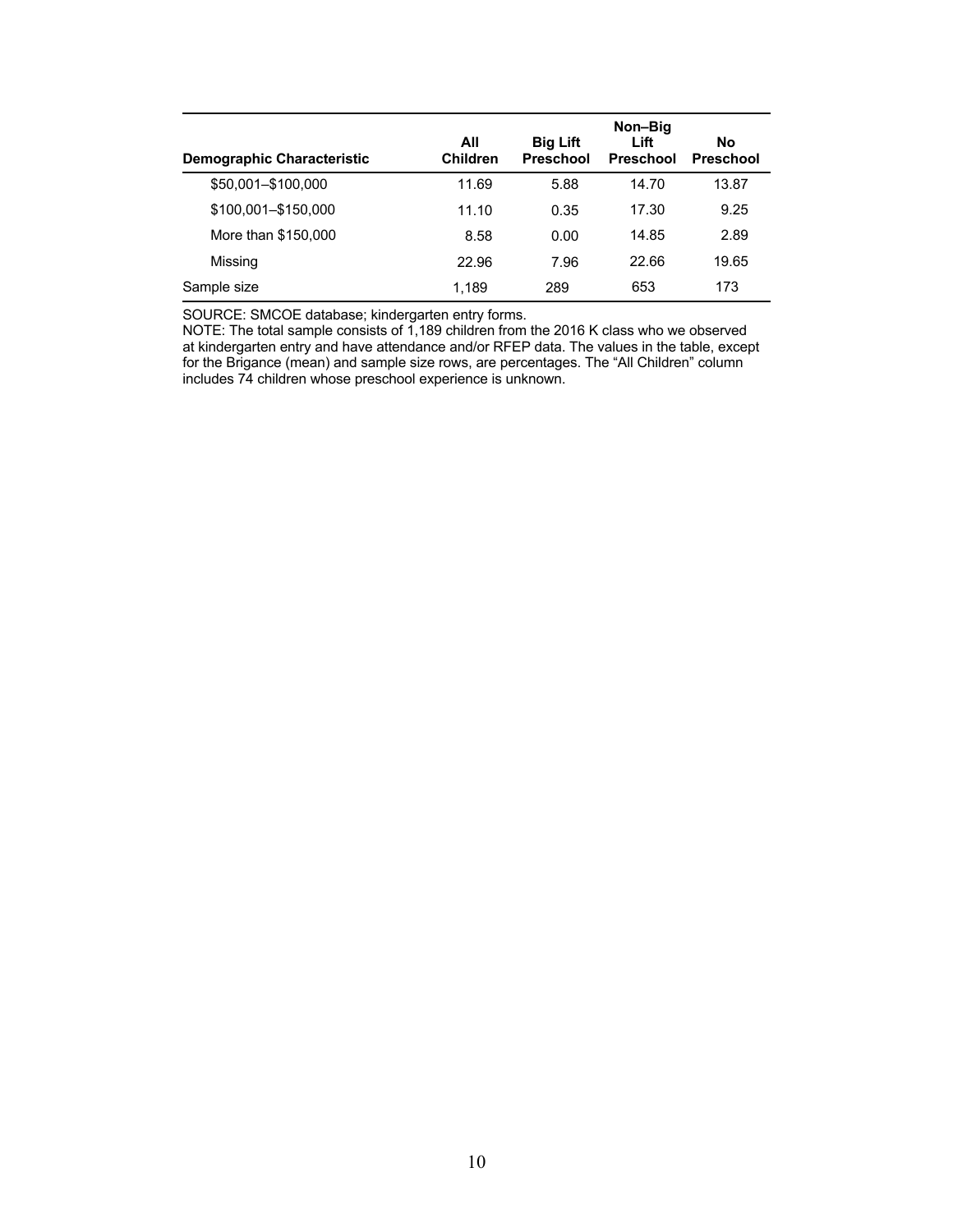| Demographic Characteristic | All Children | Big Lift Preschool | Non–Big Lift Preschool | No Preschool |
|---|---|---|---|---|
| $50,001–$100,000 | 11.69 | 5.88 | 14.70 | 13.87 |
| $100,001–$150,000 | 11.10 | 0.35 | 17.30 | 9.25 |
| More than $150,000 | 8.58 | 0.00 | 14.85 | 2.89 |
| Missing | 22.96 | 7.96 | 22.66 | 19.65 |
| Sample size | 1,189 | 289 | 653 | 173 |

SOURCE: SMCOE database; kindergarten entry forms.
NOTE: The total sample consists of 1,189 children from the 2016 K class who we observed at kindergarten entry and have attendance and/or RFEP data. The values in the table, except for the Brigance (mean) and sample size rows, are percentages. The "All Children" column includes 74 children whose preschool experience is unknown.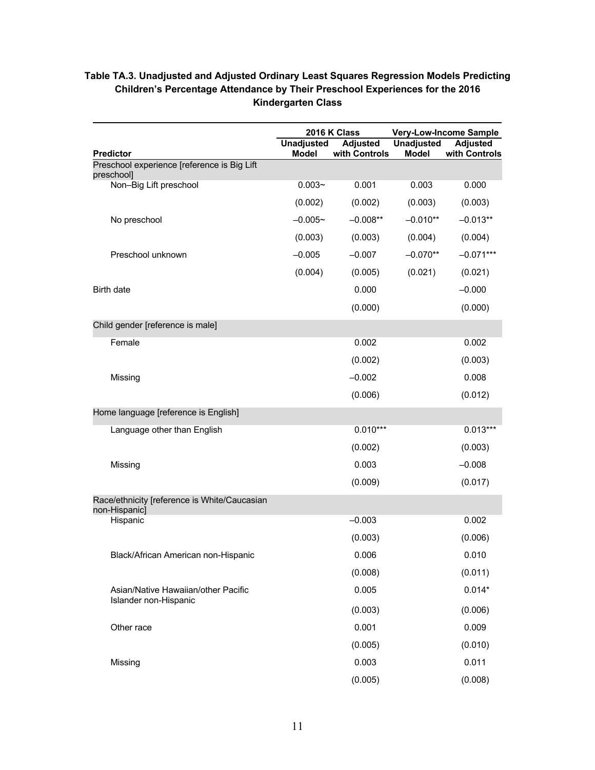**Table TA.3. Unadjusted and Adjusted Ordinary Least Squares Regression Models Predicting Children's Percentage Attendance by Their Preschool Experiences for the 2016 Kindergarten Class**

| | 2016 K Class | | Very-Low-Income Sample | |
|---|---|---|---|---|
| **Predictor** | **Unadjusted Model** | **Adjusted with Controls** | **Unadjusted Model** | **Adjusted with Controls** |
| Preschool experience [reference is Big Lift preschool] | | | | |
| Non–Big Lift preschool | 0.003~ | 0.001 | 0.003 | 0.000 |
| | (0.002) | (0.002) | (0.003) | (0.003) |
| No preschool | –0.005~ | –0.008** | –0.010** | –0.013** |
| | (0.003) | (0.003) | (0.004) | (0.004) |
| Preschool unknown | –0.005 | –0.007 | –0.070** | –0.071*** |
| | (0.004) | (0.005) | (0.021) | (0.021) |
| Birth date | | 0.000 | | –0.000 |
| | | (0.000) | | (0.000) |
| Child gender [reference is male] | | | | |
| Female | | 0.002 | | 0.002 |
| | | (0.002) | | (0.003) |
| Missing | | –0.002 | | 0.008 |
| | | (0.006) | | (0.012) |
| Home language [reference is English] | | | | |
| Language other than English | | 0.010*** | | 0.013*** |
| | | (0.002) | | (0.003) |
| Missing | | 0.003 | | –0.008 |
| | | (0.009) | | (0.017) |
| Race/ethnicity [reference is White/Caucasian non-Hispanic] | | | | |
| Hispanic | | –0.003 | | 0.002 |
| | | (0.003) | | (0.006) |
| Black/African American non-Hispanic | | 0.006 | | 0.010 |
| | | (0.008) | | (0.011) |
| Asian/Native Hawaiian/other Pacific Islander non-Hispanic | | 0.005 | | 0.014* |
| | | (0.003) | | (0.006) |
| Other race | | 0.001 | | 0.009 |
| | | (0.005) | | (0.010) |
| Missing | | 0.003 | | 0.011 |
| | | (0.005) | | (0.008) |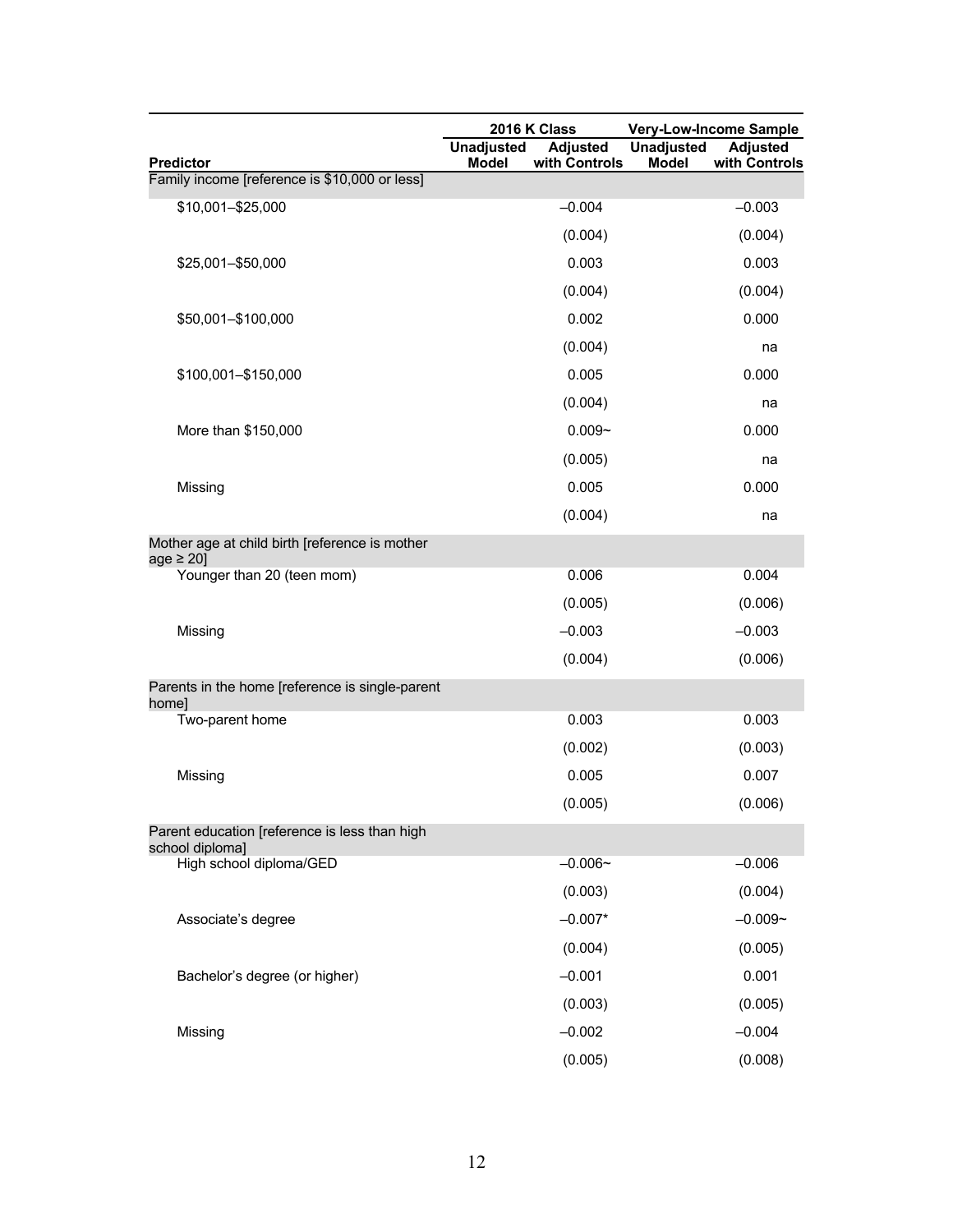| Predictor | 2016 K Class | | Very-Low-Income Sample | |
|---|---|---|---|---|
| | Unadjusted Model | Adjusted with Controls | Unadjusted Model | Adjusted with Controls |
| Family income [reference is $10,000 or less] | | | | |
| $10,001–$25,000 | | –0.004 | | –0.003 |
| | | (0.004) | | (0.004) |
| $25,001–$50,000 | | 0.003 | | 0.003 |
| | | (0.004) | | (0.004) |
| $50,001–$100,000 | | 0.002 | | 0.000 |
| | | (0.004) | | na |
| $100,001–$150,000 | | 0.005 | | 0.000 |
| | | (0.004) | | na |
| More than $150,000 | | 0.009~ | | 0.000 |
| | | (0.005) | | na |
| Missing | | 0.005 | | 0.000 |
| | | (0.004) | | na |
| Mother age at child birth [reference is mother age ≥ 20] | | | | |
| Younger than 20 (teen mom) | | 0.006 | | 0.004 |
| | | (0.005) | | (0.006) |
| Missing | | –0.003 | | –0.003 |
| | | (0.004) | | (0.006) |
| Parents in the home [reference is single-parent home] | | | | |
| Two-parent home | | 0.003 | | 0.003 |
| | | (0.002) | | (0.003) |
| Missing | | 0.005 | | 0.007 |
| | | (0.005) | | (0.006) |
| Parent education [reference is less than high school diploma] | | | | |
| High school diploma/GED | | –0.006~ | | –0.006 |
| | | (0.003) | | (0.004) |
| Associate's degree | | –0.007* | | –0.009~ |
| | | (0.004) | | (0.005) |
| Bachelor's degree (or higher) | | –0.001 | | 0.001 |
| | | (0.003) | | (0.005) |
| Missing | | –0.002 | | –0.004 |
| | | (0.005) | | (0.008) |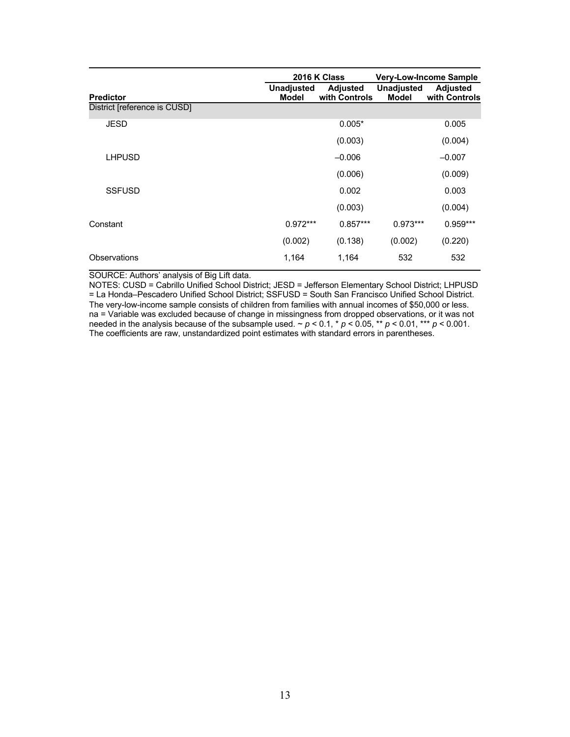| Predictor | 2016 K Class | | Very-Low-Income Sample | |
|---|---|---|---|---|
| | Unadjusted Model | Adjusted with Controls | Unadjusted Model | Adjusted with Controls |
| District [reference is CUSD] | | | | |
| JESD | | 0.005* | | 0.005 |
| | | (0.003) | | (0.004) |
| LHPUSD | | –0.006 | | –0.007 |
| | | (0.006) | | (0.009) |
| SSFUSD | | 0.002 | | 0.003 |
| | | (0.003) | | (0.004) |
| Constant | 0.972*** | 0.857*** | 0.973*** | 0.959*** |
| | (0.002) | (0.138) | (0.002) | (0.220) |
| Observations | 1,164 | 1,164 | 532 | 532 |

SOURCE: Authors' analysis of Big Lift data.

NOTES: CUSD = Cabrillo Unified School District; JESD = Jefferson Elementary School District; LHPUSD = La Honda–Pescadero Unified School District; SSFUSD = South San Francisco Unified School District. The very-low-income sample consists of children from families with annual incomes of $50,000 or less. na = Variable was excluded because of change in missingness from dropped observations, or it was not needed in the analysis because of the subsample used. ~ $p < 0.1$, * $p < 0.05$, ** $p < 0.01$, *** $p < 0.001$. The coefficients are raw, unstandardized point estimates with standard errors in parentheses.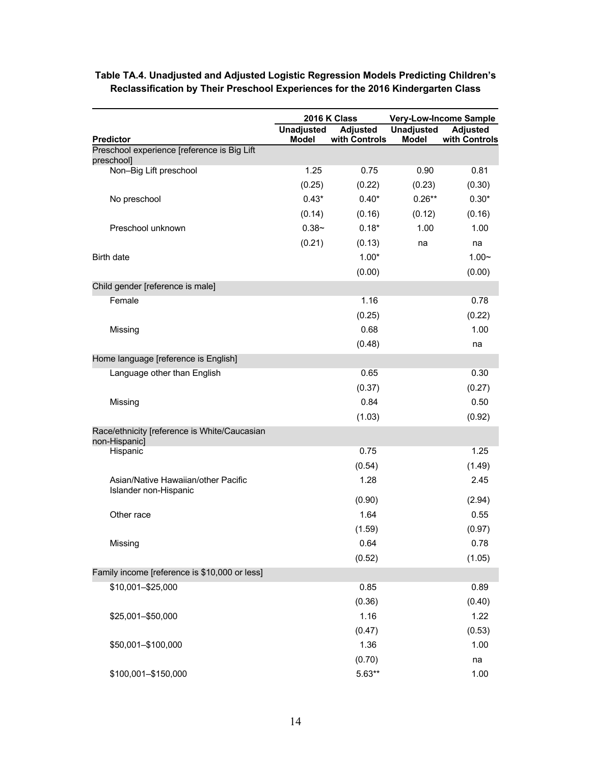**Table TA.4. Unadjusted and Adjusted Logistic Regression Models Predicting Children's Reclassification by Their Preschool Experiences for the 2016 Kindergarten Class**

| Predictor | 2016 K Class | | Very-Low-Income Sample | |
|---|---|---|---|---|
| | Unadjusted Model | Adjusted with Controls | Unadjusted Model | Adjusted with Controls |
| Preschool experience [reference is Big Lift preschool] | | | | |
| Non–Big Lift preschool | 1.25 | 0.75 | 0.90 | 0.81 |
| | (0.25) | (0.22) | (0.23) | (0.30) |
| No preschool | 0.43* | 0.40* | 0.26** | 0.30* |
| | (0.14) | (0.16) | (0.12) | (0.16) |
| Preschool unknown | 0.38~ | 0.18* | 1.00 | 1.00 |
| | (0.21) | (0.13) | na | na |
| Birth date | | 1.00* | | 1.00~ |
| | | (0.00) | | (0.00) |
| Child gender [reference is male] | | | | |
| Female | | 1.16 | | 0.78 |
| | | (0.25) | | (0.22) |
| Missing | | 0.68 | | 1.00 |
| | | (0.48) | | na |
| Home language [reference is English] | | | | |
| Language other than English | | 0.65 | | 0.30 |
| | | (0.37) | | (0.27) |
| Missing | | 0.84 | | 0.50 |
| | | (1.03) | | (0.92) |
| Race/ethnicity [reference is White/Caucasian non-Hispanic] | | | | |
| Hispanic | | 0.75 | | 1.25 |
| | | (0.54) | | (1.49) |
| Asian/Native Hawaiian/other Pacific Islander non-Hispanic | | 1.28 | | 2.45 |
| | | (0.90) | | (2.94) |
| Other race | | 1.64 | | 0.55 |
| | | (1.59) | | (0.97) |
| Missing | | 0.64 | | 0.78 |
| | | (0.52) | | (1.05) |
| Family income [reference is $10,000 or less] | | | | |
| $10,001–$25,000 | | 0.85 | | 0.89 |
| | | (0.36) | | (0.40) |
| $25,001–$50,000 | | 1.16 | | 1.22 |
| | | (0.47) | | (0.53) |
| $50,001–$100,000 | | 1.36 | | 1.00 |
| | | (0.70) | | na |
| $100,001–$150,000 | | 5.63** | | 1.00 |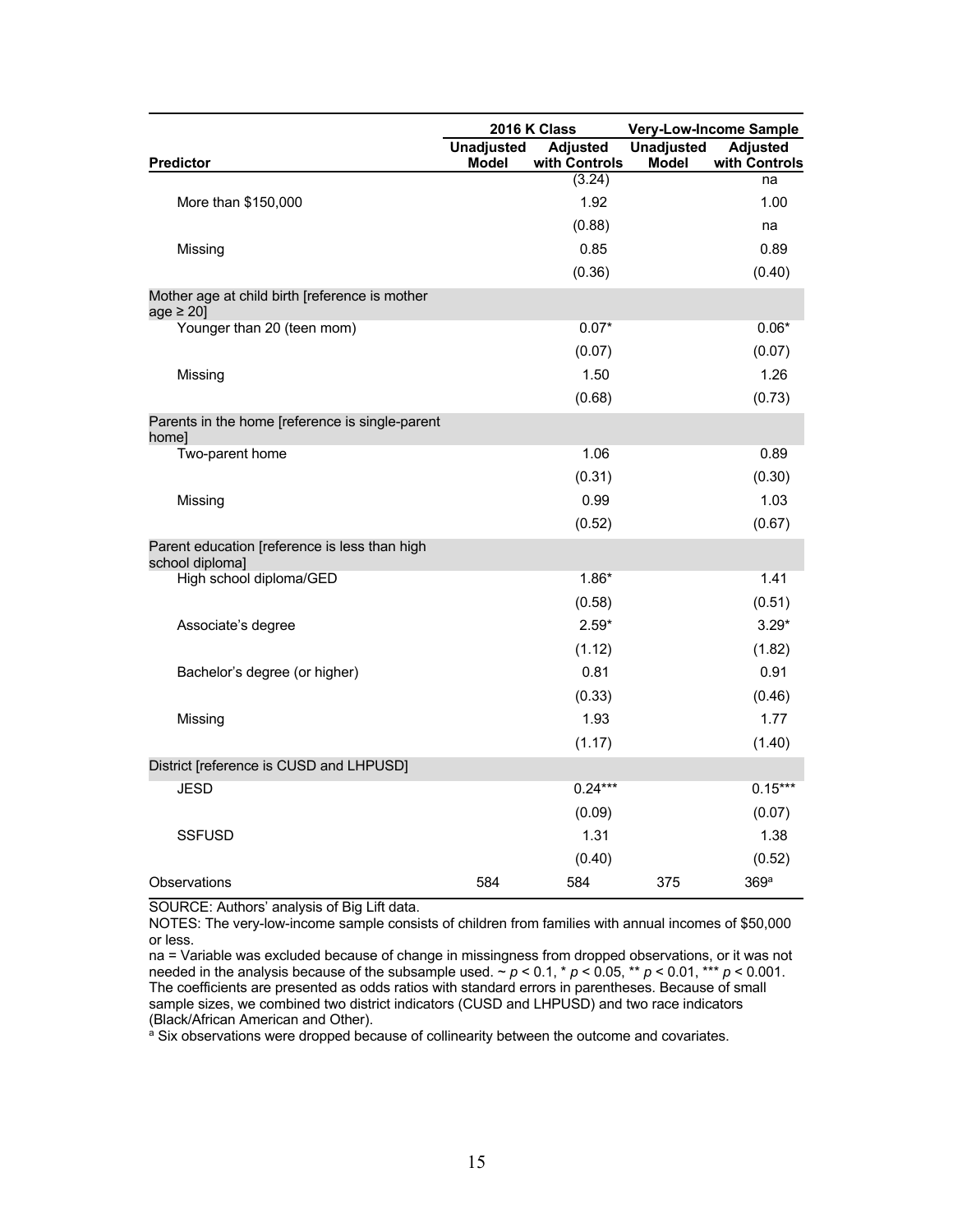| Predictor | 2016 K Class |  | Very-Low-Income Sample |  |
|---|---|---|---|---|
|  | Unadjusted Model | Adjusted with Controls | Unadjusted Model | Adjusted with Controls |
|  |  | (3.24) |  | na |
| More than $150,000 |  | 1.92 |  | 1.00 |
|  |  | (0.88) |  | na |
| Missing |  | 0.85 |  | 0.89 |
|  |  | (0.36) |  | (0.40) |
| Mother age at child birth [reference is mother age ≥ 20] |  |  |  |  |
| Younger than 20 (teen mom) |  | 0.07* |  | 0.06* |
|  |  | (0.07) |  | (0.07) |
| Missing |  | 1.50 |  | 1.26 |
|  |  | (0.68) |  | (0.73) |
| Parents in the home [reference is single-parent home] |  |  |  |  |
| Two-parent home |  | 1.06 |  | 0.89 |
|  |  | (0.31) |  | (0.30) |
| Missing |  | 0.99 |  | 1.03 |
|  |  | (0.52) |  | (0.67) |
| Parent education [reference is less than high school diploma] |  |  |  |  |
| High school diploma/GED |  | 1.86* |  | 1.41 |
|  |  | (0.58) |  | (0.51) |
| Associate's degree |  | 2.59* |  | 3.29* |
|  |  | (1.12) |  | (1.82) |
| Bachelor's degree (or higher) |  | 0.81 |  | 0.91 |
|  |  | (0.33) |  | (0.46) |
| Missing |  | 1.93 |  | 1.77 |
|  |  | (1.17) |  | (1.40) |
| District [reference is CUSD and LHPUSD] |  |  |  |  |
| JESD |  | 0.24*** |  | 0.15*** |
|  |  | (0.09) |  | (0.07) |
| SSFUSD |  | 1.31 |  | 1.38 |
|  |  | (0.40) |  | (0.52) |
| Observations | 584 | 584 | 375 | 369[a] |

SOURCE: Authors' analysis of Big Lift data.

NOTES: The very-low-income sample consists of children from families with annual incomes of $50,000 or less.

na = Variable was excluded because of change in missingness from dropped observations, or it was not needed in the analysis because of the subsample used. ~ $p < 0.1$, * $p < 0.05$, ** $p < 0.01$, *** $p < 0.001$. The coefficients are presented as odds ratios with standard errors in parentheses. Because of small sample sizes, we combined two district indicators (CUSD and LHPUSD) and two race indicators (Black/African American and Other).

[a] Six observations were dropped because of collinearity between the outcome and covariates.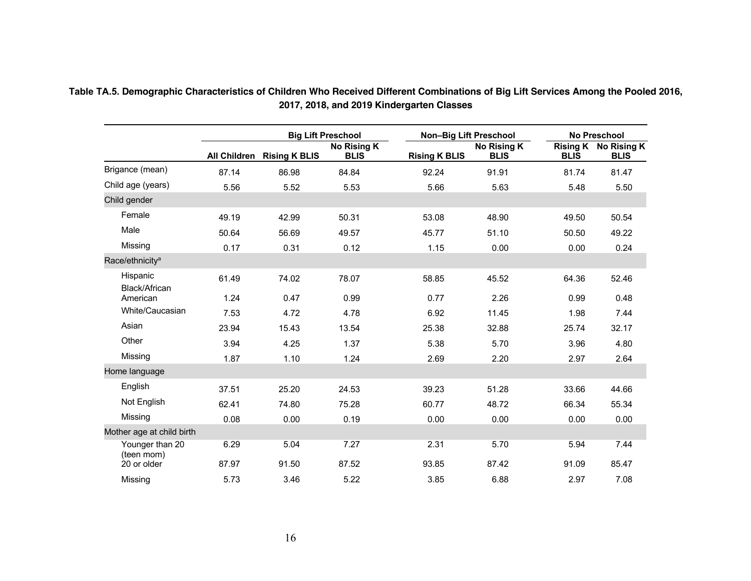**Table TA.5. Demographic Characteristics of Children Who Received Different Combinations of Big Lift Services Among the Pooled 2016, 2017, 2018, and 2019 Kindergarten Classes**

| | | Big Lift Preschool | | Non–Big Lift Preschool | | No Preschool | |
|---|---|---|---|---|---|---|---|
| | All Children | Rising K BLIS | No Rising K BLIS | Rising K BLIS | No Rising K BLIS | Rising K BLIS | No Rising K BLIS |
| Brigance (mean) | 87.14 | 86.98 | 84.84 | 92.24 | 91.91 | 81.74 | 81.47 |
| Child age (years) | 5.56 | 5.52 | 5.53 | 5.66 | 5.63 | 5.48 | 5.50 |
| Child gender | | | | | | | |
| Female | 49.19 | 42.99 | 50.31 | 53.08 | 48.90 | 49.50 | 50.54 |
| Male | 50.64 | 56.69 | 49.57 | 45.77 | 51.10 | 50.50 | 49.22 |
| Missing | 0.17 | 0.31 | 0.12 | 1.15 | 0.00 | 0.00 | 0.24 |
| Race/ethnicity[a] | | | | | | | |
| Hispanic | 61.49 | 74.02 | 78.07 | 58.85 | 45.52 | 64.36 | 52.46 |
| Black/African American | 1.24 | 0.47 | 0.99 | 0.77 | 2.26 | 0.99 | 0.48 |
| White/Caucasian | 7.53 | 4.72 | 4.78 | 6.92 | 11.45 | 1.98 | 7.44 |
| Asian | 23.94 | 15.43 | 13.54 | 25.38 | 32.88 | 25.74 | 32.17 |
| Other | 3.94 | 4.25 | 1.37 | 5.38 | 5.70 | 3.96 | 4.80 |
| Missing | 1.87 | 1.10 | 1.24 | 2.69 | 2.20 | 2.97 | 2.64 |
| Home language | | | | | | | |
| English | 37.51 | 25.20 | 24.53 | 39.23 | 51.28 | 33.66 | 44.66 |
| Not English | 62.41 | 74.80 | 75.28 | 60.77 | 48.72 | 66.34 | 55.34 |
| Missing | 0.08 | 0.00 | 0.19 | 0.00 | 0.00 | 0.00 | 0.00 |
| Mother age at child birth | | | | | | | |
| Younger than 20 (teen mom) | 6.29 | 5.04 | 7.27 | 2.31 | 5.70 | 5.94 | 7.44 |
| 20 or older | 87.97 | 91.50 | 87.52 | 93.85 | 87.42 | 91.09 | 85.47 |
| Missing | 5.73 | 3.46 | 5.22 | 3.85 | 6.88 | 2.97 | 7.08 |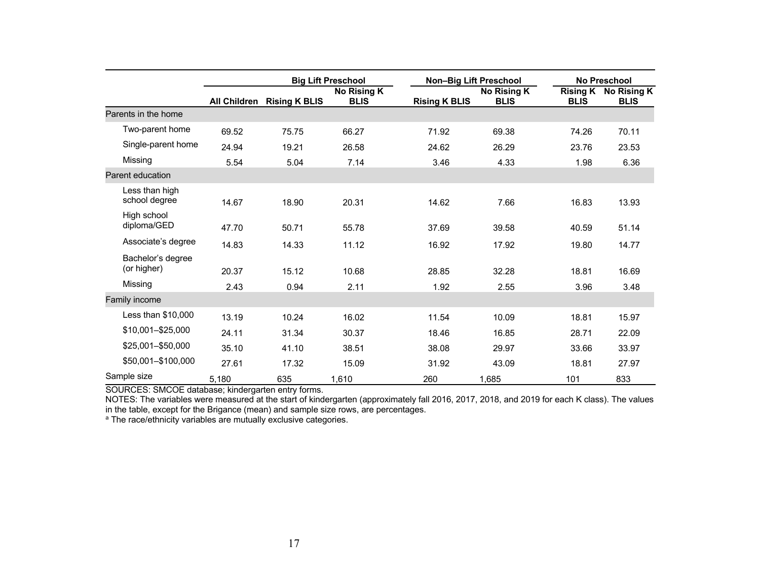| | | Big Lift Preschool | | Non–Big Lift Preschool | | No Preschool | |
|---|---|---|---|---|---|---|---|
| | All Children | Rising K BLIS | No Rising K BLIS | Rising K BLIS | No Rising K BLIS | Rising K BLIS | No Rising K BLIS |
| Parents in the home | | | | | | | |
| Two-parent home | 69.52 | 75.75 | 66.27 | 71.92 | 69.38 | 74.26 | 70.11 |
| Single-parent home | 24.94 | 19.21 | 26.58 | 24.62 | 26.29 | 23.76 | 23.53 |
| Missing | 5.54 | 5.04 | 7.14 | 3.46 | 4.33 | 1.98 | 6.36 |
| Parent education | | | | | | | |
| Less than high school degree | 14.67 | 18.90 | 20.31 | 14.62 | 7.66 | 16.83 | 13.93 |
| High school diploma/GED | 47.70 | 50.71 | 55.78 | 37.69 | 39.58 | 40.59 | 51.14 |
| Associate's degree | 14.83 | 14.33 | 11.12 | 16.92 | 17.92 | 19.80 | 14.77 |
| Bachelor's degree (or higher) | 20.37 | 15.12 | 10.68 | 28.85 | 32.28 | 18.81 | 16.69 |
| Missing | 2.43 | 0.94 | 2.11 | 1.92 | 2.55 | 3.96 | 3.48 |
| Family income | | | | | | | |
| Less than $10,000 | 13.19 | 10.24 | 16.02 | 11.54 | 10.09 | 18.81 | 15.97 |
| $10,001–$25,000 | 24.11 | 31.34 | 30.37 | 18.46 | 16.85 | 28.71 | 22.09 |
| $25,001–$50,000 | 35.10 | 41.10 | 38.51 | 38.08 | 29.97 | 33.66 | 33.97 |
| $50,001–$100,000 | 27.61 | 17.32 | 15.09 | 31.92 | 43.09 | 18.81 | 27.97 |
| Sample size | 5,180 | 635 | 1,610 | 260 | 1,685 | 101 | 833 |

SOURCES: SMCOE database; kindergarten entry forms.

NOTES: The variables were measured at the start of kindergarten (approximately fall 2016, 2017, 2018, and 2019 for each K class). The values in the table, except for the Brigance (mean) and sample size rows, are percentages.

[a] The race/ethnicity variables are mutually exclusive categories.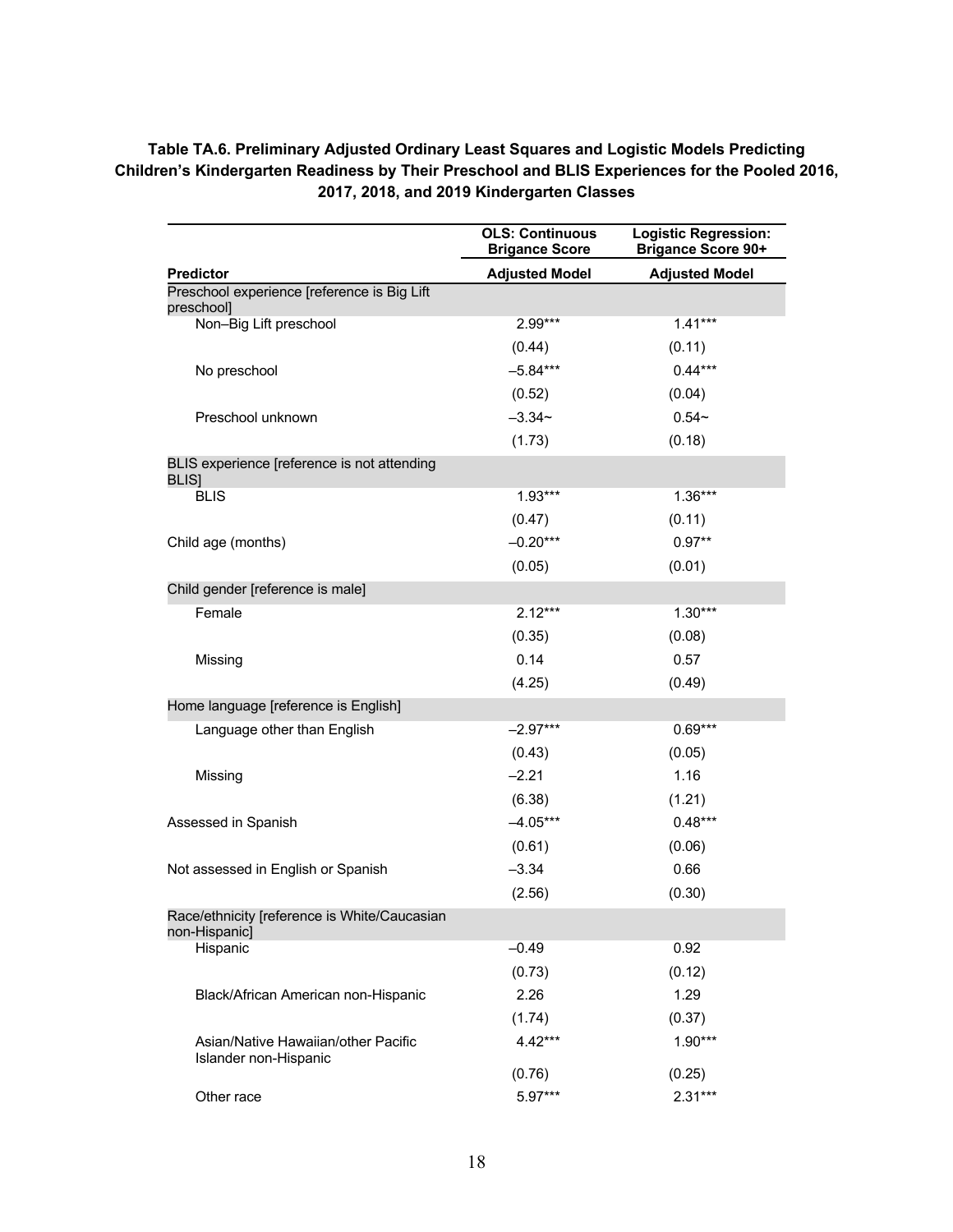**Table TA.6. Preliminary Adjusted Ordinary Least Squares and Logistic Models Predicting Children's Kindergarten Readiness by Their Preschool and BLIS Experiences for the Pooled 2016, 2017, 2018, and 2019 Kindergarten Classes**

| Predictor | OLS: Continuous Brigance Score<br>Adjusted Model | Logistic Regression: Brigance Score 90+<br>Adjusted Model |
|---|---|---|
| Preschool experience [reference is Big Lift preschool] | | |
| Non–Big Lift preschool | 2.99*** | 1.41*** |
| | (0.44) | (0.11) |
| No preschool | –5.84*** | 0.44*** |
| | (0.52) | (0.04) |
| Preschool unknown | –3.34~ | 0.54~ |
| | (1.73) | (0.18) |
| BLIS experience [reference is not attending BLIS] | | |
| BLIS | 1.93*** | 1.36*** |
| | (0.47) | (0.11) |
| Child age (months) | –0.20*** | 0.97** |
| | (0.05) | (0.01) |
| Child gender [reference is male] | | |
| Female | 2.12*** | 1.30*** |
| | (0.35) | (0.08) |
| Missing | 0.14 | 0.57 |
| | (4.25) | (0.49) |
| Home language [reference is English] | | |
| Language other than English | –2.97*** | 0.69*** |
| | (0.43) | (0.05) |
| Missing | –2.21 | 1.16 |
| | (6.38) | (1.21) |
| Assessed in Spanish | –4.05*** | 0.48*** |
| | (0.61) | (0.06) |
| Not assessed in English or Spanish | –3.34 | 0.66 |
| | (2.56) | (0.30) |
| Race/ethnicity [reference is White/Caucasian non-Hispanic] | | |
| Hispanic | –0.49 | 0.92 |
| | (0.73) | (0.12) |
| Black/African American non-Hispanic | 2.26 | 1.29 |
| | (1.74) | (0.37) |
| Asian/Native Hawaiian/other Pacific Islander non-Hispanic | 4.42*** | 1.90*** |
| | (0.76) | (0.25) |
| Other race | 5.97*** | 2.31*** |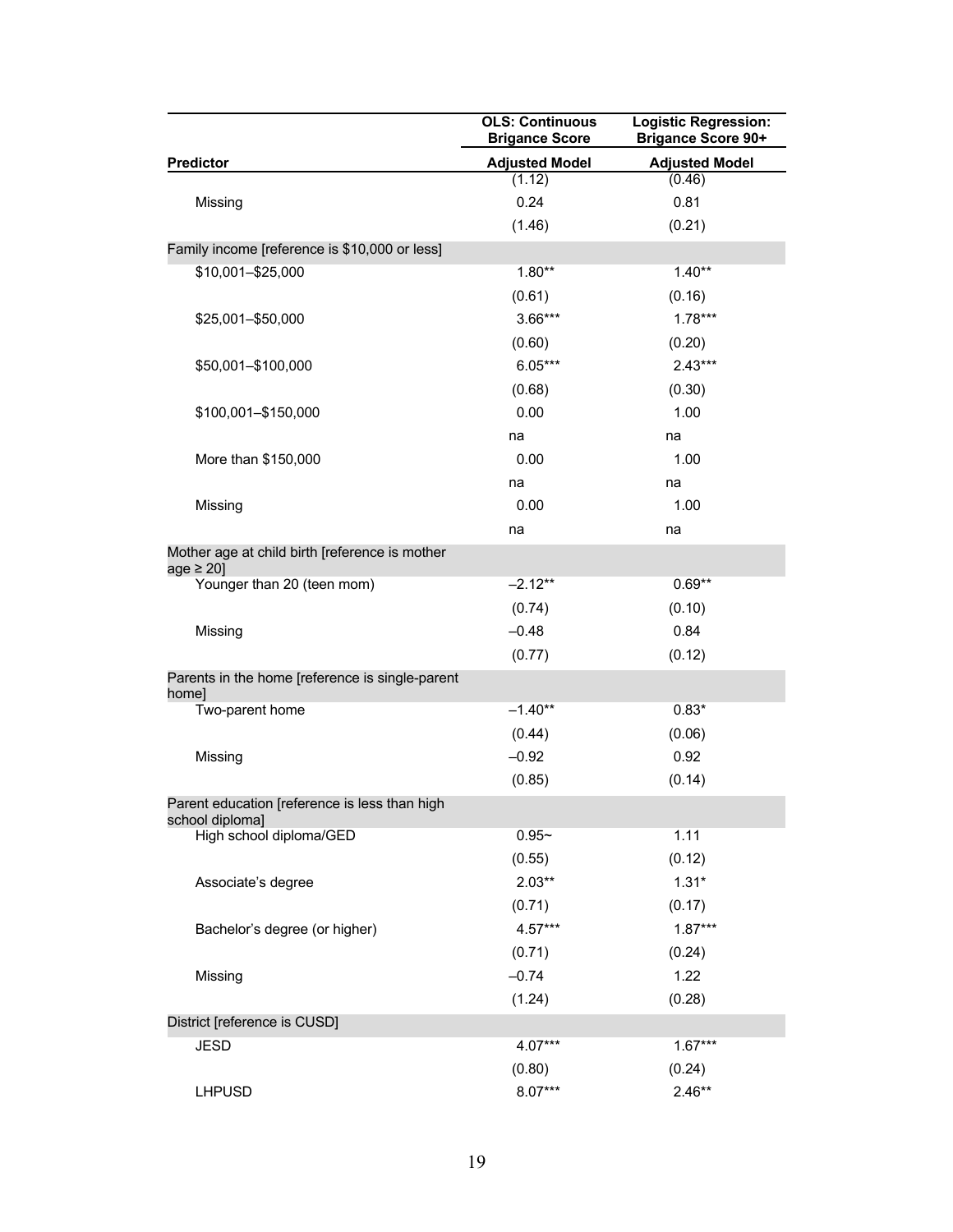| Predictor | OLS: Continuous Brigance Score | Logistic Regression: Brigance Score 90+ |
|---|---|---|
| | Adjusted Model | Adjusted Model |
| | (1.12) | (0.46) |
| Missing | 0.24 | 0.81 |
| | (1.46) | (0.21) |
| Family income [reference is $10,000 or less] | | |
| $10,001–$25,000 | 1.80** | 1.40** |
| | (0.61) | (0.16) |
| $25,001–$50,000 | 3.66*** | 1.78*** |
| | (0.60) | (0.20) |
| $50,001–$100,000 | 6.05*** | 2.43*** |
| | (0.68) | (0.30) |
| $100,001–$150,000 | 0.00 | 1.00 |
| | na | na |
| More than $150,000 | 0.00 | 1.00 |
| | na | na |
| Missing | 0.00 | 1.00 |
| | na | na |
| Mother age at child birth [reference is mother age ≥ 20] | | |
| Younger than 20 (teen mom) | –2.12** | 0.69** |
| | (0.74) | (0.10) |
| Missing | –0.48 | 0.84 |
| | (0.77) | (0.12) |
| Parents in the home [reference is single-parent home] | | |
| Two-parent home | –1.40** | 0.83* |
| | (0.44) | (0.06) |
| Missing | –0.92 | 0.92 |
| | (0.85) | (0.14) |
| Parent education [reference is less than high school diploma] | | |
| High school diploma/GED | 0.95~ | 1.11 |
| | (0.55) | (0.12) |
| Associate's degree | 2.03** | 1.31* |
| | (0.71) | (0.17) |
| Bachelor's degree (or higher) | 4.57*** | 1.87*** |
| | (0.71) | (0.24) |
| Missing | –0.74 | 1.22 |
| | (1.24) | (0.28) |
| District [reference is CUSD] | | |
| JESD | 4.07*** | 1.67*** |
| | (0.80) | (0.24) |
| LHPUSD | 8.07*** | 2.46** |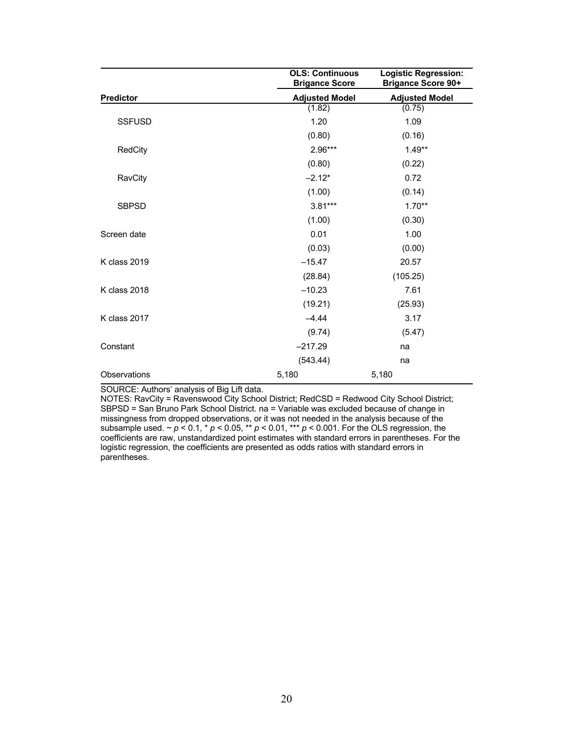| | OLS: Continuous Brigance Score | Logistic Regression: Brigance Score 90+ |
|---|---|---|
| **Predictor** | **Adjusted Model** | **Adjusted Model** |
| | (1.82) | (0.75) |
| SSFUSD | 1.20 | 1.09 |
| | (0.80) | (0.16) |
| RedCity | 2.96*** | 1.49** |
| | (0.80) | (0.22) |
| RavCity | –2.12* | 0.72 |
| | (1.00) | (0.14) |
| SBPSD | 3.81*** | 1.70** |
| | (1.00) | (0.30) |
| Screen date | 0.01 | 1.00 |
| | (0.03) | (0.00) |
| K class 2019 | –15.47 | 20.57 |
| | (28.84) | (105.25) |
| K class 2018 | –10.23 | 7.61 |
| | (19.21) | (25.93) |
| K class 2017 | –4.44 | 3.17 |
| | (9.74) | (5.47) |
| Constant | –217.29 | na |
| | (543.44) | na |
| Observations | 5,180 | 5,180 |

SOURCE: Authors' analysis of Big Lift data.

NOTES: RavCity = Ravenswood City School District; RedCSD = Redwood City School District; SBPSD = San Bruno Park School District. na = Variable was excluded because of change in missingness from dropped observations, or it was not needed in the analysis because of the subsample used. ~ $p < 0.1$, * $p < 0.05$, ** $p < 0.01$, *** $p < 0.001$. For the OLS regression, the coefficients are raw, unstandardized point estimates with standard errors in parentheses. For the logistic regression, the coefficients are presented as odds ratios with standard errors in parentheses.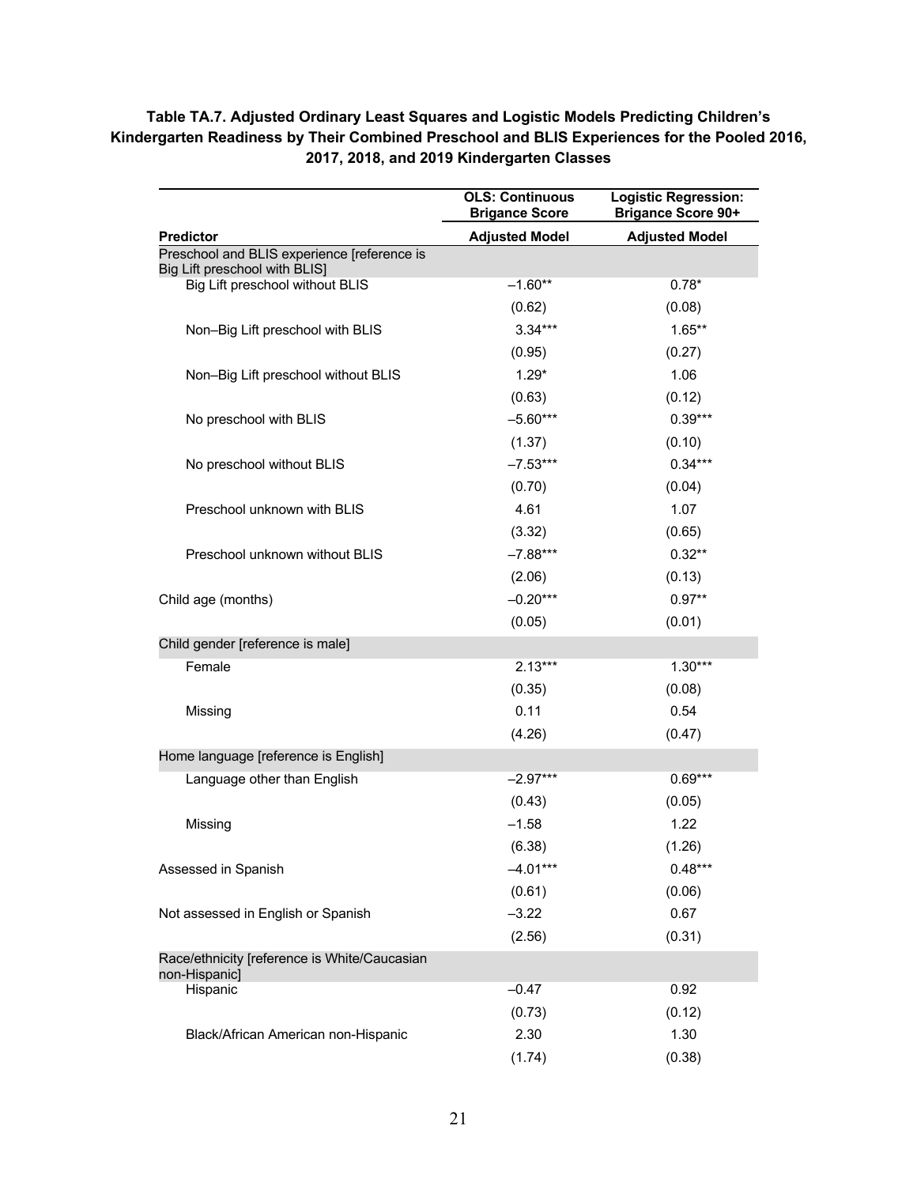**Table TA.7. Adjusted Ordinary Least Squares and Logistic Models Predicting Children's Kindergarten Readiness by Their Combined Preschool and BLIS Experiences for the Pooled 2016, 2017, 2018, and 2019 Kindergarten Classes**

| | OLS: Continuous Brigance Score | Logistic Regression: Brigance Score 90+ |
|---|---|---|
| **Predictor** | **Adjusted Model** | **Adjusted Model** |
| Preschool and BLIS experience [reference is Big Lift preschool with BLIS] | | |
| Big Lift preschool without BLIS | –1.60** | 0.78* |
| | (0.62) | (0.08) |
| Non–Big Lift preschool with BLIS | 3.34*** | 1.65** |
| | (0.95) | (0.27) |
| Non–Big Lift preschool without BLIS | 1.29* | 1.06 |
| | (0.63) | (0.12) |
| No preschool with BLIS | –5.60*** | 0.39*** |
| | (1.37) | (0.10) |
| No preschool without BLIS | –7.53*** | 0.34*** |
| | (0.70) | (0.04) |
| Preschool unknown with BLIS | 4.61 | 1.07 |
| | (3.32) | (0.65) |
| Preschool unknown without BLIS | –7.88*** | 0.32** |
| | (2.06) | (0.13) |
| Child age (months) | –0.20*** | 0.97** |
| | (0.05) | (0.01) |
| Child gender [reference is male] | | |
| Female | 2.13*** | 1.30*** |
| | (0.35) | (0.08) |
| Missing | 0.11 | 0.54 |
| | (4.26) | (0.47) |
| Home language [reference is English] | | |
| Language other than English | –2.97*** | 0.69*** |
| | (0.43) | (0.05) |
| Missing | –1.58 | 1.22 |
| | (6.38) | (1.26) |
| Assessed in Spanish | –4.01*** | 0.48*** |
| | (0.61) | (0.06) |
| Not assessed in English or Spanish | –3.22 | 0.67 |
| | (2.56) | (0.31) |
| Race/ethnicity [reference is White/Caucasian non-Hispanic] | | |
| Hispanic | –0.47 | 0.92 |
| | (0.73) | (0.12) |
| Black/African American non-Hispanic | 2.30 | 1.30 |
| | (1.74) | (0.38) |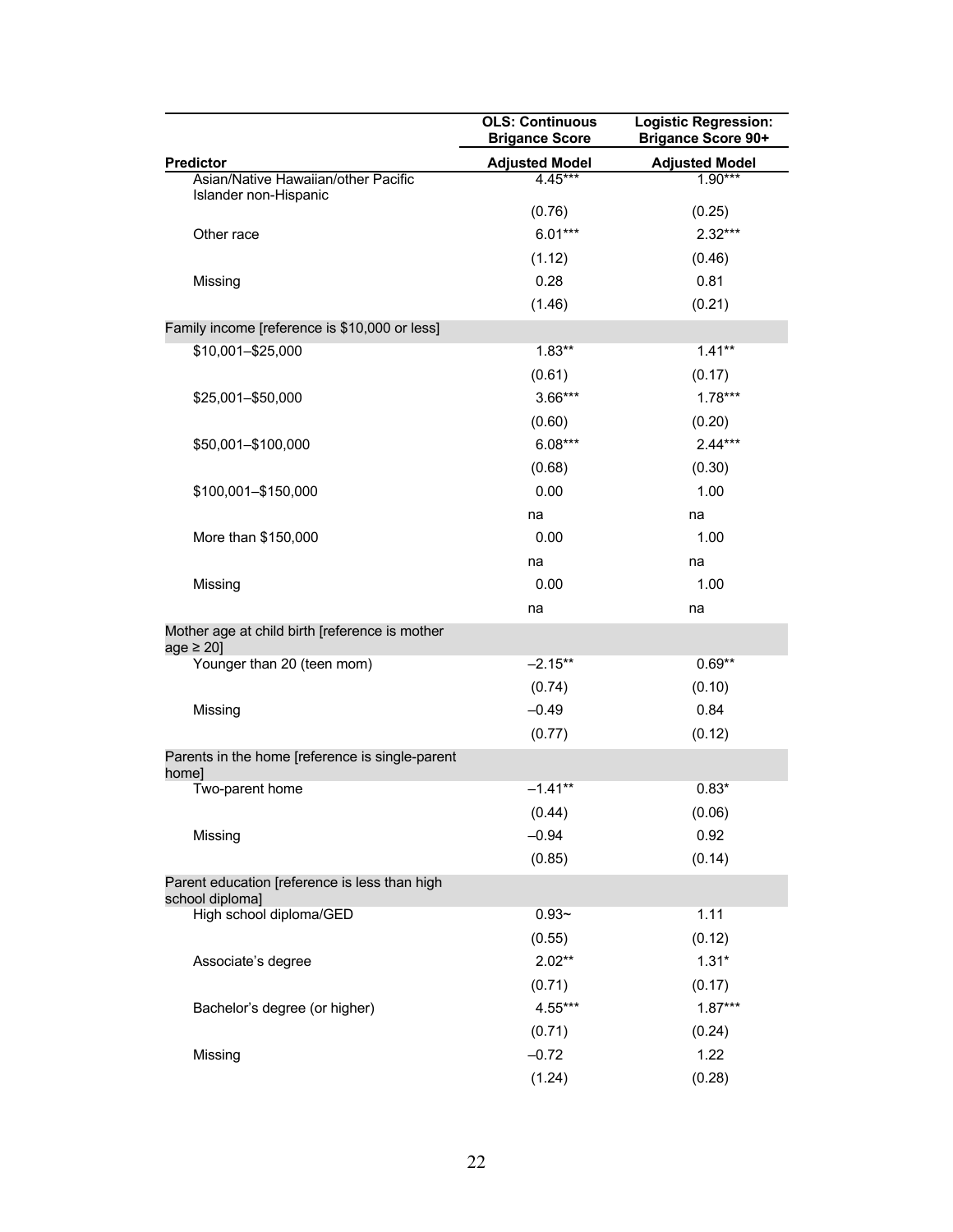| | OLS: Continuous Brigance Score | Logistic Regression: Brigance Score 90+ |
|---|---|---|
| **Predictor** | **Adjusted Model** | **Adjusted Model** |
| Asian/Native Hawaiian/other Pacific Islander non-Hispanic | 4.45*** | 1.90*** |
| | (0.76) | (0.25) |
| Other race | 6.01*** | 2.32*** |
| | (1.12) | (0.46) |
| Missing | 0.28 | 0.81 |
| | (1.46) | (0.21) |
| Family income [reference is $10,000 or less] | | |
| $10,001–$25,000 | 1.83** | 1.41** |
| | (0.61) | (0.17) |
| $25,001–$50,000 | 3.66*** | 1.78*** |
| | (0.60) | (0.20) |
| $50,001–$100,000 | 6.08*** | 2.44*** |
| | (0.68) | (0.30) |
| $100,001–$150,000 | 0.00 | 1.00 |
| | na | na |
| More than $150,000 | 0.00 | 1.00 |
| | na | na |
| Missing | 0.00 | 1.00 |
| | na | na |
| Mother age at child birth [reference is mother age ≥ 20] | | |
| Younger than 20 (teen mom) | –2.15** | 0.69** |
| | (0.74) | (0.10) |
| Missing | –0.49 | 0.84 |
| | (0.77) | (0.12) |
| Parents in the home [reference is single-parent home] | | |
| Two-parent home | –1.41** | 0.83* |
| | (0.44) | (0.06) |
| Missing | –0.94 | 0.92 |
| | (0.85) | (0.14) |
| Parent education [reference is less than high school diploma] | | |
| High school diploma/GED | 0.93~ | 1.11 |
| | (0.55) | (0.12) |
| Associate's degree | 2.02** | 1.31* |
| | (0.71) | (0.17) |
| Bachelor's degree (or higher) | 4.55*** | 1.87*** |
| | (0.71) | (0.24) |
| Missing | –0.72 | 1.22 |
| | (1.24) | (0.28) |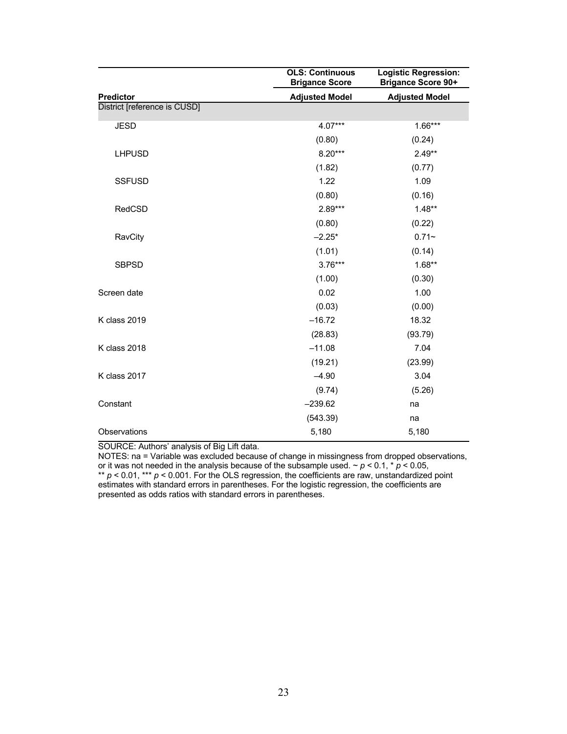| | OLS: Continuous Brigance Score | Logistic Regression: Brigance Score 90+ |
|---|---|---|
| **Predictor** | **Adjusted Model** | **Adjusted Model** |
| District [reference is CUSD] | | |
| JESD | 4.07*** | 1.66*** |
| | (0.80) | (0.24) |
| LHPUSD | 8.20*** | 2.49** |
| | (1.82) | (0.77) |
| SSFUSD | 1.22 | 1.09 |
| | (0.80) | (0.16) |
| RedCSD | 2.89*** | 1.48** |
| | (0.80) | (0.22) |
| RavCity | –2.25* | 0.71~ |
| | (1.01) | (0.14) |
| SBPSD | 3.76*** | 1.68** |
| | (1.00) | (0.30) |
| Screen date | 0.02 | 1.00 |
| | (0.03) | (0.00) |
| K class 2019 | –16.72 | 18.32 |
| | (28.83) | (93.79) |
| K class 2018 | –11.08 | 7.04 |
| | (19.21) | (23.99) |
| K class 2017 | –4.90 | 3.04 |
| | (9.74) | (5.26) |
| Constant | –239.62 | na |
| | (543.39) | na |
| Observations | 5,180 | 5,180 |

SOURCE: Authors' analysis of Big Lift data.

NOTES: na = Variable was excluded because of change in missingness from dropped observations, or it was not needed in the analysis because of the subsample used. ~ $p < 0.1$, * $p < 0.05$, ** $p < 0.01$, *** $p < 0.001$. For the OLS regression, the coefficients are raw, unstandardized point estimates with standard errors in parentheses. For the logistic regression, the coefficients are presented as odds ratios with standard errors in parentheses.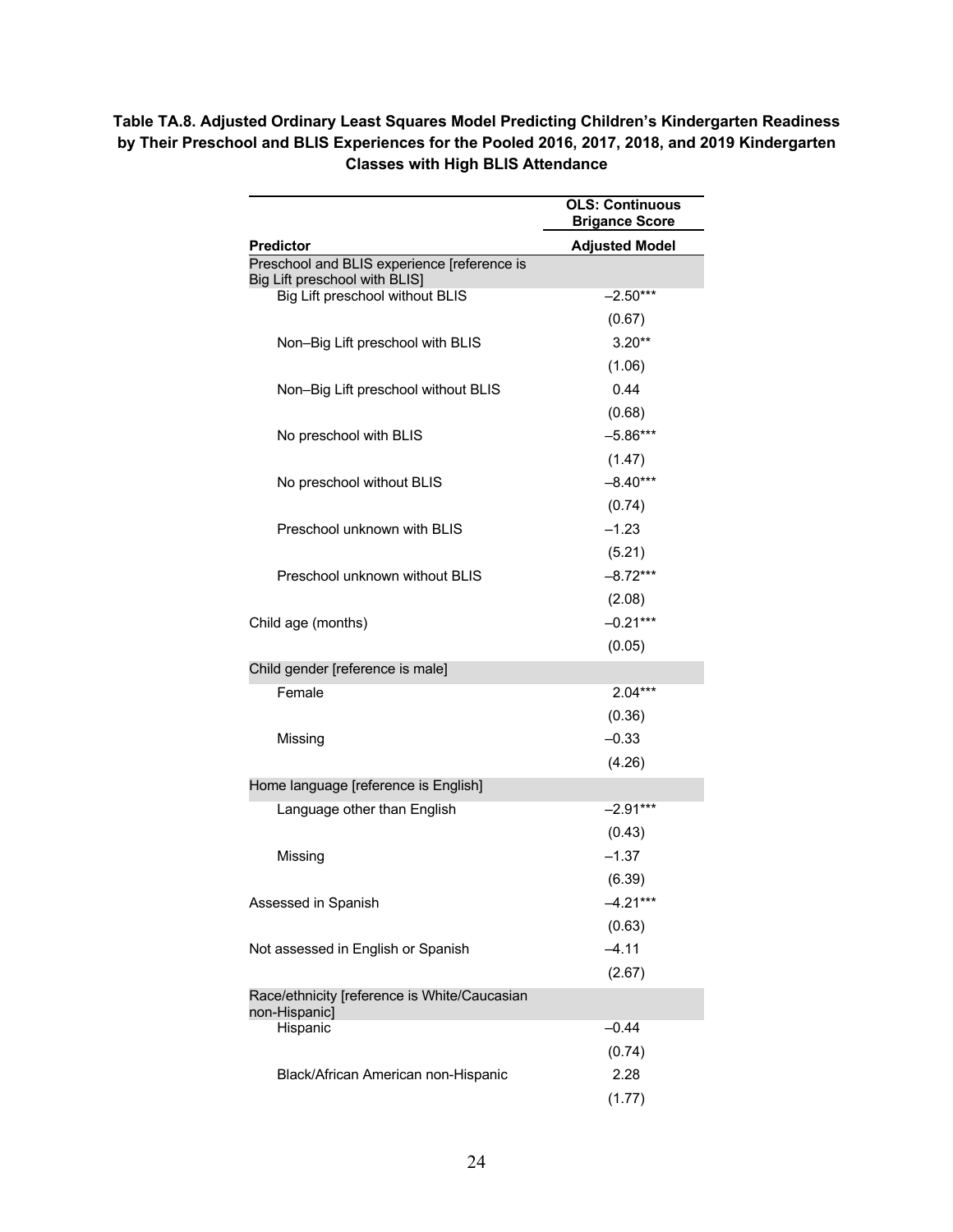**Table TA.8. Adjusted Ordinary Least Squares Model Predicting Children's Kindergarten Readiness by Their Preschool and BLIS Experiences for the Pooled 2016, 2017, 2018, and 2019 Kindergarten Classes with High BLIS Attendance**

| Predictor | OLS: Continuous Brigance Score<br>Adjusted Model |
|---|---|
| Preschool and BLIS experience [reference is Big Lift preschool with BLIS] | |
| Big Lift preschool without BLIS | –2.50*** |
| | (0.67) |
| Non–Big Lift preschool with BLIS | 3.20** |
| | (1.06) |
| Non–Big Lift preschool without BLIS | 0.44 |
| | (0.68) |
| No preschool with BLIS | –5.86*** |
| | (1.47) |
| No preschool without BLIS | –8.40*** |
| | (0.74) |
| Preschool unknown with BLIS | –1.23 |
| | (5.21) |
| Preschool unknown without BLIS | –8.72*** |
| | (2.08) |
| Child age (months) | –0.21*** |
| | (0.05) |
| Child gender [reference is male] | |
| Female | 2.04*** |
| | (0.36) |
| Missing | –0.33 |
| | (4.26) |
| Home language [reference is English] | |
| Language other than English | –2.91*** |
| | (0.43) |
| Missing | –1.37 |
| | (6.39) |
| Assessed in Spanish | –4.21*** |
| | (0.63) |
| Not assessed in English or Spanish | –4.11 |
| | (2.67) |
| Race/ethnicity [reference is White/Caucasian non-Hispanic] | |
| Hispanic | –0.44 |
| | (0.74) |
| Black/African American non-Hispanic | 2.28 |
| | (1.77) |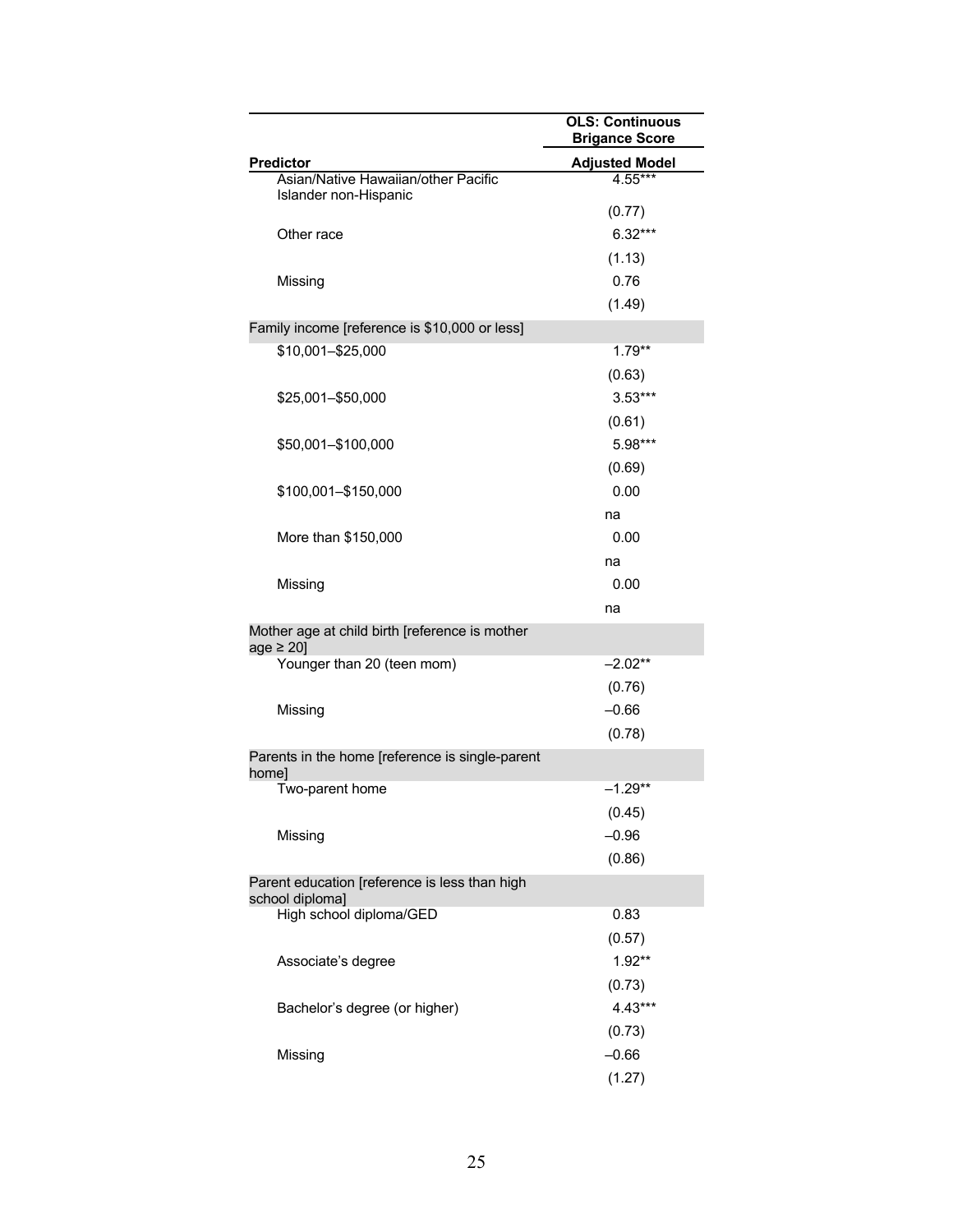| Predictor | OLS: Continuous Brigance Score |
|---|---|
| | Adjusted Model |
| Asian/Native Hawaiian/other Pacific Islander non-Hispanic | 4.55*** |
| | (0.77) |
| Other race | 6.32*** |
| | (1.13) |
| Missing | 0.76 |
| | (1.49) |
| Family income [reference is $10,000 or less] | |
| $10,001–$25,000 | 1.79** |
| | (0.63) |
| $25,001–$50,000 | 3.53*** |
| | (0.61) |
| $50,001–$100,000 | 5.98*** |
| | (0.69) |
| $100,001–$150,000 | 0.00 |
| | na |
| More than $150,000 | 0.00 |
| | na |
| Missing | 0.00 |
| | na |
| Mother age at child birth [reference is mother age ≥ 20] | |
| Younger than 20 (teen mom) | –2.02** |
| | (0.76) |
| Missing | –0.66 |
| | (0.78) |
| Parents in the home [reference is single-parent home] | |
| Two-parent home | –1.29** |
| | (0.45) |
| Missing | –0.96 |
| | (0.86) |
| Parent education [reference is less than high school diploma] | |
| High school diploma/GED | 0.83 |
| | (0.57) |
| Associate's degree | 1.92** |
| | (0.73) |
| Bachelor's degree (or higher) | 4.43*** |
| | (0.73) |
| Missing | –0.66 |
| | (1.27) |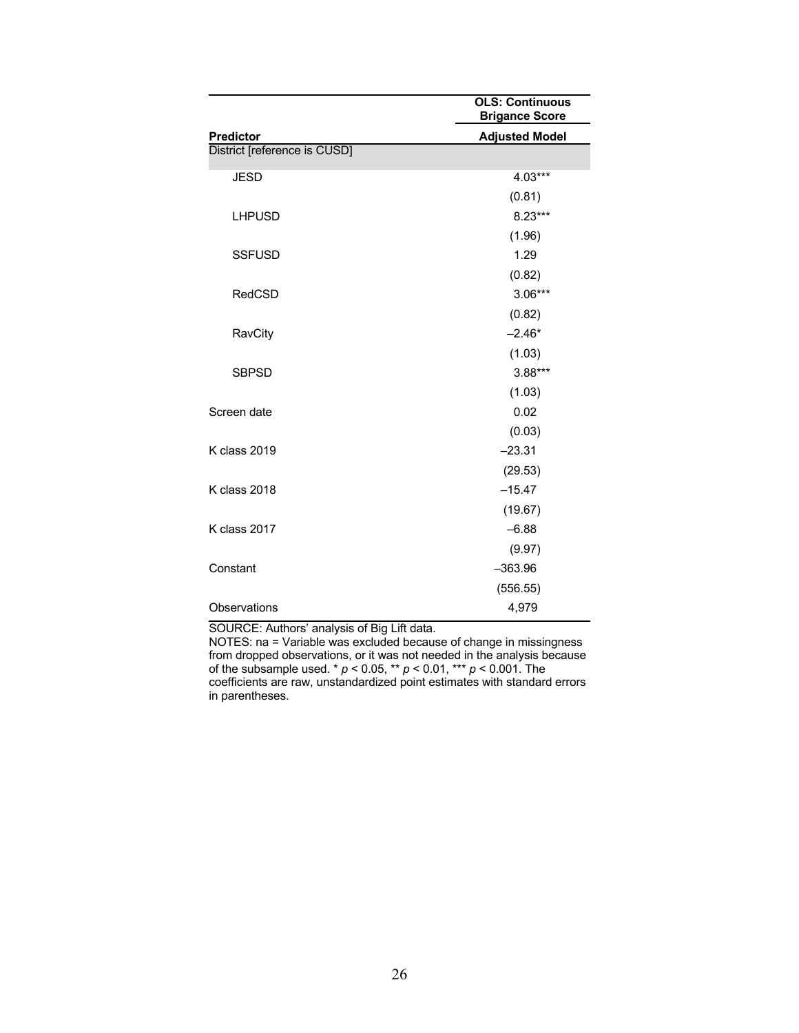| Predictor | OLS: Continuous Brigance Score Adjusted Model |
|---|---|
| District [reference is CUSD] | |
| JESD | 4.03*** |
| | (0.81) |
| LHPUSD | 8.23*** |
| | (1.96) |
| SSFUSD | 1.29 |
| | (0.82) |
| RedCSD | 3.06*** |
| | (0.82) |
| RavCity | –2.46* |
| | (1.03) |
| SBPSD | 3.88*** |
| | (1.03) |
| Screen date | 0.02 |
| | (0.03) |
| K class 2019 | –23.31 |
| | (29.53) |
| K class 2018 | –15.47 |
| | (19.67) |
| K class 2017 | –6.88 |
| | (9.97) |
| Constant | –363.96 |
| | (556.55) |
| Observations | 4,979 |

SOURCE: Authors' analysis of Big Lift data.

NOTES: na = Variable was excluded because of change in missingness from dropped observations, or it was not needed in the analysis because of the subsample used. * $p < 0.05$, ** $p < 0.01$, *** $p < 0.001$. The coefficients are raw, unstandardized point estimates with standard errors in parentheses.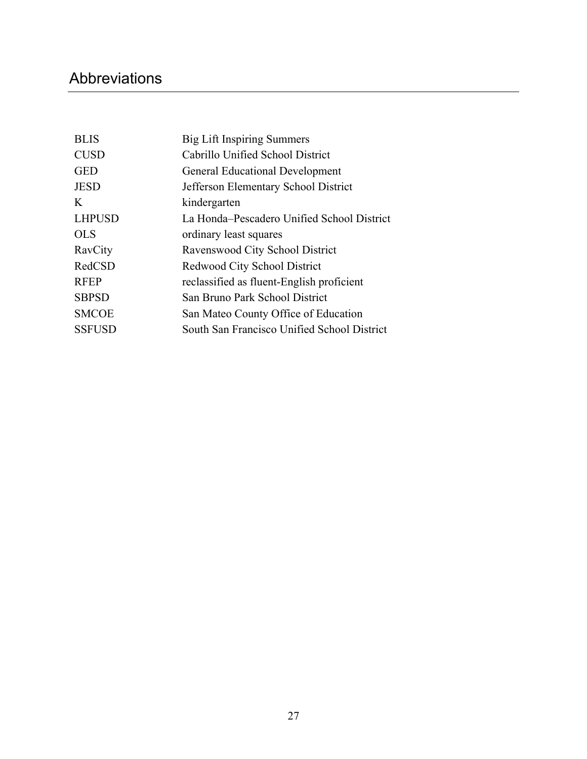## Abbreviations

| | |
|---|---|
| BLIS | Big Lift Inspiring Summers |
| CUSD | Cabrillo Unified School District |
| GED | General Educational Development |
| JESD | Jefferson Elementary School District |
| K | kindergarten |
| LHPUSD | La Honda–Pescadero Unified School District |
| OLS | ordinary least squares |
| RavCity | Ravenswood City School District |
| RedCSD | Redwood City School District |
| RFEP | reclassified as fluent-English proficient |
| SBPSD | San Bruno Park School District |
| SMCOE | San Mateo County Office of Education |
| SSFUSD | South San Francisco Unified School District |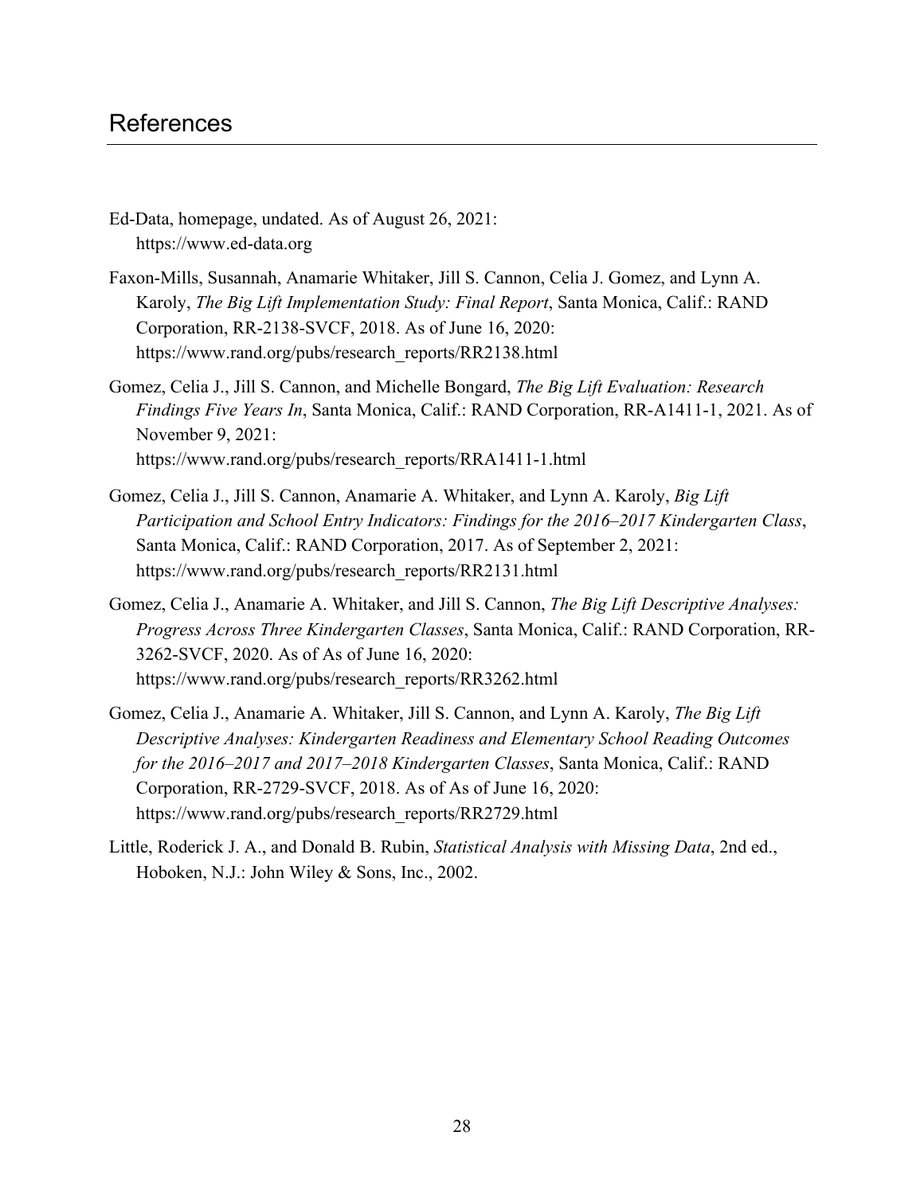# References

Ed-Data, homepage, undated. As of August 26, 2021: https://www.ed-data.org

Faxon-Mills, Susannah, Anamarie Whitaker, Jill S. Cannon, Celia J. Gomez, and Lynn A. Karoly, *The Big Lift Implementation Study: Final Report*, Santa Monica, Calif.: RAND Corporation, RR-2138-SVCF, 2018. As of June 16, 2020: https://www.rand.org/pubs/research_reports/RR2138.html

Gomez, Celia J., Jill S. Cannon, and Michelle Bongard, *The Big Lift Evaluation: Research Findings Five Years In*, Santa Monica, Calif.: RAND Corporation, RR-A1411-1, 2021. As of November 9, 2021: https://www.rand.org/pubs/research_reports/RRA1411-1.html

Gomez, Celia J., Jill S. Cannon, Anamarie A. Whitaker, and Lynn A. Karoly, *Big Lift Participation and School Entry Indicators: Findings for the 2016–2017 Kindergarten Class*, Santa Monica, Calif.: RAND Corporation, 2017. As of September 2, 2021: https://www.rand.org/pubs/research_reports/RR2131.html

Gomez, Celia J., Anamarie A. Whitaker, and Jill S. Cannon, *The Big Lift Descriptive Analyses: Progress Across Three Kindergarten Classes*, Santa Monica, Calif.: RAND Corporation, RR-3262-SVCF, 2020. As of As of June 16, 2020: https://www.rand.org/pubs/research_reports/RR3262.html

Gomez, Celia J., Anamarie A. Whitaker, Jill S. Cannon, and Lynn A. Karoly, *The Big Lift Descriptive Analyses: Kindergarten Readiness and Elementary School Reading Outcomes for the 2016–2017 and 2017–2018 Kindergarten Classes*, Santa Monica, Calif.: RAND Corporation, RR-2729-SVCF, 2018. As of As of June 16, 2020: https://www.rand.org/pubs/research_reports/RR2729.html

Little, Roderick J. A., and Donald B. Rubin, *Statistical Analysis with Missing Data*, 2nd ed., Hoboken, N.J.: John Wiley & Sons, Inc., 2002.